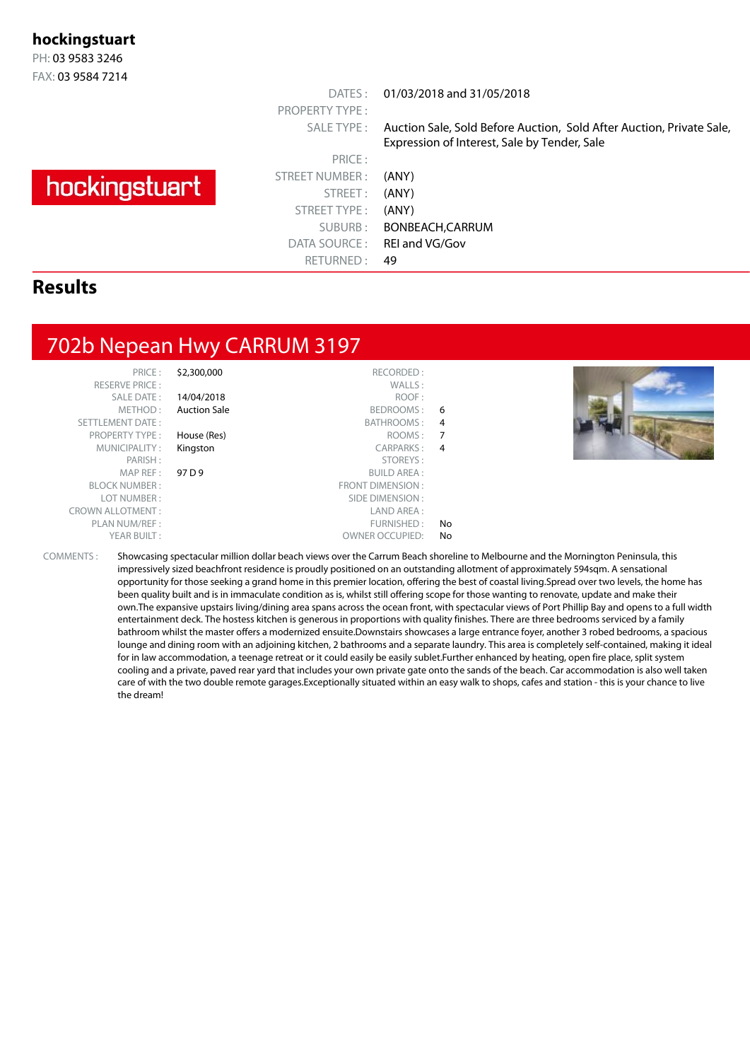**hockingstuart**

PH: 03 9583 3246

FAX: 03 9584 7214

| | |
|---|---|
| DATES : | 01/03/2018 and 31/05/2018 |
| PROPERTY TYPE : | |
| SALE TYPE : | Auction Sale, Sold Before Auction, Sold After Auction, Private Sale, Expression of Interest, Sale by Tender, Sale |
| PRICE : | |
| STREET NUMBER : | (ANY) |
| STREET : | (ANY) |
| STREET TYPE : | (ANY) |
| SUBURB : | BONBEACH,CARRUM |
| DATA SOURCE : | REI and VG/Gov |
| RETURNED : | 49 |

## Results

## 702b Nepean Hwy CARRUM 3197

| | | | |
|---|---|---|---|
| PRICE : | $2,300,000 | RECORDED : | |
| RESERVE PRICE : | | WALLS : | |
| SALE DATE : | 14/04/2018 | ROOF : | |
| METHOD : | Auction Sale | BEDROOMS : | 6 |
| SETTLEMENT DATE : | | BATHROOMS : | 4 |
| PROPERTY TYPE : | House (Res) | ROOMS : | 7 |
| MUNICIPALITY : | Kingston | CARPARKS : | 4 |
| PARISH : | | STOREYS : | |
| MAP REF : | 97 D 9 | BUILD AREA : | |
| BLOCK NUMBER : | | FRONT DIMENSION : | |
| LOT NUMBER : | | SIDE DIMENSION : | |
| CROWN ALLOTMENT : | | LAND AREA : | |
| PLAN NUM/REF : | | FURNISHED : | No |
| YEAR BUILT : | | OWNER OCCUPIED: | No |

COMMENTS : Showcasing spectacular million dollar beach views over the Carrum Beach shoreline to Melbourne and the Mornington Peninsula, this impressively sized beachfront residence is proudly positioned on an outstanding allotment of approximately 594sqm. A sensational opportunity for those seeking a grand home in this premier location, offering the best of coastal living.Spread over two levels, the home has been quality built and is in immaculate condition as is, whilst still offering scope for those wanting to renovate, update and make their own.The expansive upstairs living/dining area spans across the ocean front, with spectacular views of Port Phillip Bay and opens to a full width entertainment deck. The hostess kitchen is generous in proportions with quality finishes. There are three bedrooms serviced by a family bathroom whilst the master offers a modernized ensuite.Downstairs showcases a large entrance foyer, another 3 robed bedrooms, a spacious lounge and dining room with an adjoining kitchen, 2 bathrooms and a separate laundry. This area is completely self-contained, making it ideal for in law accommodation, a teenage retreat or it could easily be easily sublet.Further enhanced by heating, open fire place, split system cooling and a private, paved rear yard that includes your own private gate onto the sands of the beach. Car accommodation is also well taken care of with the two double remote garages.Exceptionally situated within an easy walk to shops, cafes and station - this is your chance to live the dream!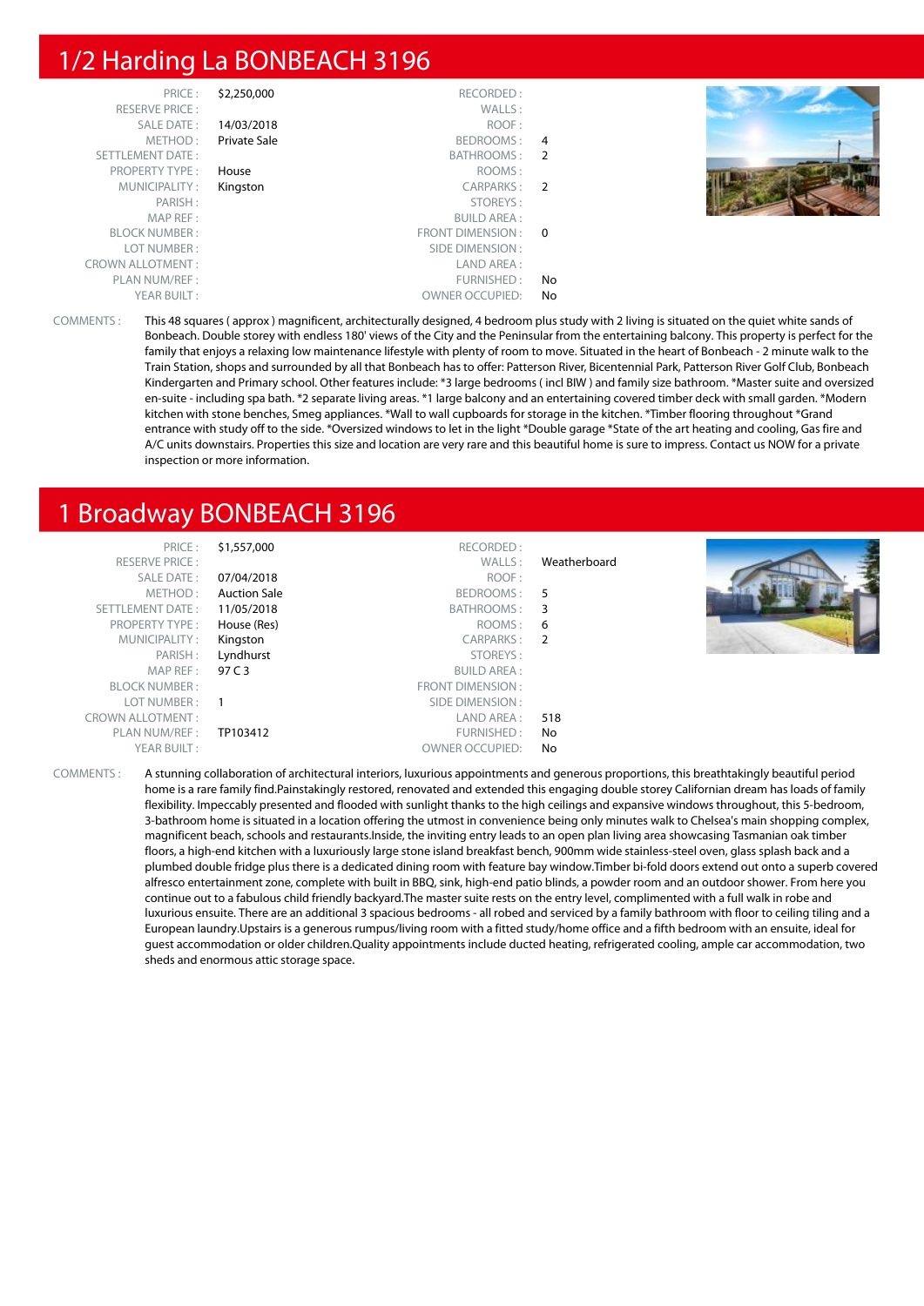## 1/2 Harding La BONBEACH 3196

| | | | |
|---|---|---|---|
| PRICE : | $2,250,000 | RECORDED : | |
| RESERVE PRICE : | | WALLS : | |
| SALE DATE : | 14/03/2018 | ROOF : | |
| METHOD : | Private Sale | BEDROOMS : | 4 |
| SETTLEMENT DATE : | | BATHROOMS : | 2 |
| PROPERTY TYPE : | House | ROOMS : | |
| MUNICIPALITY : | Kingston | CARPARKS : | 2 |
| PARISH : | | STOREYS : | |
| MAP REF : | | BUILD AREA : | |
| BLOCK NUMBER : | | FRONT DIMENSION : | 0 |
| LOT NUMBER : | | SIDE DIMENSION : | |
| CROWN ALLOTMENT : | | LAND AREA : | |
| PLAN NUM/REF : | | FURNISHED : | No |
| YEAR BUILT : | | OWNER OCCUPIED: | No |

COMMENTS : This 48 squares ( approx ) magnificent, architecturally designed, 4 bedroom plus study with 2 living is situated on the quiet white sands of Bonbeach. Double storey with endless 180' views of the City and the Peninsular from the entertaining balcony. This property is perfect for the family that enjoys a relaxing low maintenance lifestyle with plenty of room to move. Situated in the heart of Bonbeach - 2 minute walk to the Train Station, shops and surrounded by all that Bonbeach has to offer: Patterson River, Bicentennial Park, Patterson River Golf Club, Bonbeach Kindergarten and Primary school. Other features include: *3 large bedrooms ( incl BIW ) and family size bathroom. *Master suite and oversized en-suite - including spa bath. *2 separate living areas. *1 large balcony and an entertaining covered timber deck with small garden. *Modern kitchen with stone benches, Smeg appliances. *Wall to wall cupboards for storage in the kitchen. *Timber flooring throughout *Grand entrance with study off to the side. *Oversized windows to let in the light *Double garage *State of the art heating and cooling, Gas fire and A/C units downstairs. Properties this size and location are very rare and this beautiful home is sure to impress. Contact us NOW for a private inspection or more information.

## 1 Broadway BONBEACH 3196

| | | | |
|---|---|---|---|
| PRICE : | $1,557,000 | RECORDED : | |
| RESERVE PRICE : | | WALLS : | Weatherboard |
| SALE DATE : | 07/04/2018 | ROOF : | |
| METHOD : | Auction Sale | BEDROOMS : | 5 |
| SETTLEMENT DATE : | 11/05/2018 | BATHROOMS : | 3 |
| PROPERTY TYPE : | House (Res) | ROOMS : | 6 |
| MUNICIPALITY : | Kingston | CARPARKS : | 2 |
| PARISH : | Lyndhurst | STOREYS : | |
| MAP REF : | 97 C 3 | BUILD AREA : | |
| BLOCK NUMBER : | | FRONT DIMENSION : | |
| LOT NUMBER : | 1 | SIDE DIMENSION : | |
| CROWN ALLOTMENT : | | LAND AREA : | 518 |
| PLAN NUM/REF : | TP103412 | FURNISHED : | No |
| YEAR BUILT : | | OWNER OCCUPIED: | No |

COMMENTS : A stunning collaboration of architectural interiors, luxurious appointments and generous proportions, this breathtakingly beautiful period home is a rare family find.Painstakingly restored, renovated and extended this engaging double storey Californian dream has loads of family flexibility. Impeccably presented and flooded with sunlight thanks to the high ceilings and expansive windows throughout, this 5-bedroom, 3-bathroom home is situated in a location offering the utmost in convenience being only minutes walk to Chelsea's main shopping complex, magnificent beach, schools and restaurants.Inside, the inviting entry leads to an open plan living area showcasing Tasmanian oak timber floors, a high-end kitchen with a luxuriously large stone island breakfast bench, 900mm wide stainless-steel oven, glass splash back and a plumbed double fridge plus there is a dedicated dining room with feature bay window.Timber bi-fold doors extend out onto a superb covered alfresco entertainment zone, complete with built in BBQ, sink, high-end patio blinds, a powder room and an outdoor shower. From here you continue out to a fabulous child friendly backyard.The master suite rests on the entry level, complimented with a full walk in robe and luxurious ensuite. There are an additional 3 spacious bedrooms - all robed and serviced by a family bathroom with floor to ceiling tiling and a European laundry.Upstairs is a generous rumpus/living room with a fitted study/home office and a fifth bedroom with an ensuite, ideal for guest accommodation or older children.Quality appointments include ducted heating, refrigerated cooling, ample car accommodation, two sheds and enormous attic storage space.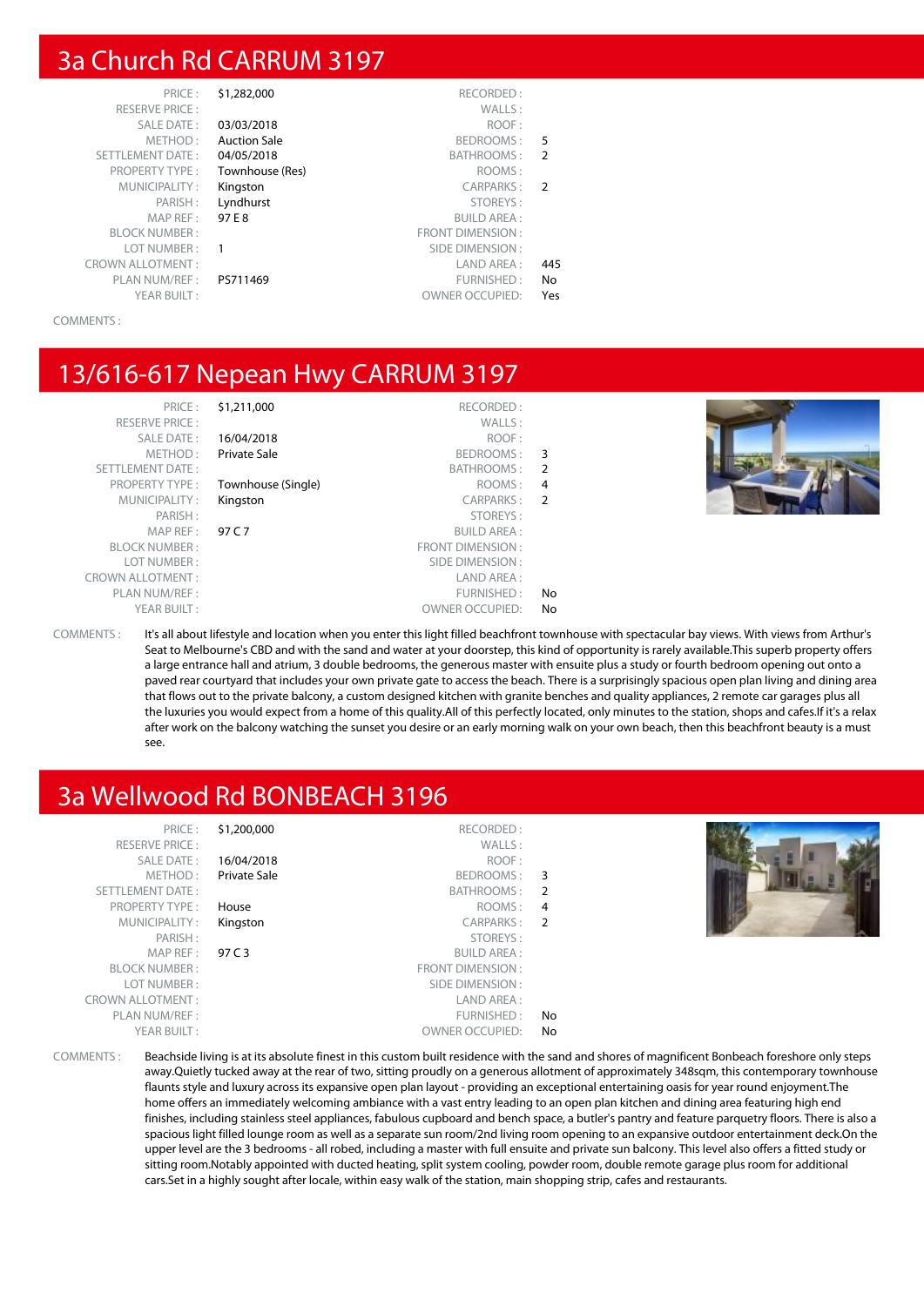## 3a Church Rd CARRUM 3197

| | | | |
|---|---|---|---|
| PRICE : | $1,282,000 | RECORDED : | |
| RESERVE PRICE : | | WALLS : | |
| SALE DATE : | 03/03/2018 | ROOF : | |
| METHOD : | Auction Sale | BEDROOMS : | 5 |
| SETTLEMENT DATE : | 04/05/2018 | BATHROOMS : | 2 |
| PROPERTY TYPE : | Townhouse (Res) | ROOMS : | |
| MUNICIPALITY : | Kingston | CARPARKS : | 2 |
| PARISH : | Lyndhurst | STOREYS : | |
| MAP REF : | 97 E 8 | BUILD AREA : | |
| BLOCK NUMBER : | | FRONT DIMENSION : | |
| LOT NUMBER : | 1 | SIDE DIMENSION : | |
| CROWN ALLOTMENT : | | LAND AREA : | 445 |
| PLAN NUM/REF : | PS711469 | FURNISHED : | No |
| YEAR BUILT : | | OWNER OCCUPIED: | Yes |

COMMENTS :

## 13/616-617 Nepean Hwy CARRUM 3197

| | | | |
|---|---|---|---|
| PRICE : | $1,211,000 | RECORDED : | |
| RESERVE PRICE : | | WALLS : | |
| SALE DATE : | 16/04/2018 | ROOF : | |
| METHOD : | Private Sale | BEDROOMS : | 3 |
| SETTLEMENT DATE : | | BATHROOMS : | 2 |
| PROPERTY TYPE : | Townhouse (Single) | ROOMS : | 4 |
| MUNICIPALITY : | Kingston | CARPARKS : | 2 |
| PARISH : | | STOREYS : | |
| MAP REF : | 97 C 7 | BUILD AREA : | |
| BLOCK NUMBER : | | FRONT DIMENSION : | |
| LOT NUMBER : | | SIDE DIMENSION : | |
| CROWN ALLOTMENT : | | LAND AREA : | |
| PLAN NUM/REF : | | FURNISHED : | No |
| YEAR BUILT : | | OWNER OCCUPIED: | No |

COMMENTS : It's all about lifestyle and location when you enter this light filled beachfront townhouse with spectacular bay views. With views from Arthur's Seat to Melbourne's CBD and with the sand and water at your doorstep, this kind of opportunity is rarely available.This superb property offers a large entrance hall and atrium, 3 double bedrooms, the generous master with ensuite plus a study or fourth bedroom opening out onto a paved rear courtyard that includes your own private gate to access the beach. There is a surprisingly spacious open plan living and dining area that flows out to the private balcony, a custom designed kitchen with granite benches and quality appliances, 2 remote car garages plus all the luxuries you would expect from a home of this quality.All of this perfectly located, only minutes to the station, shops and cafes.If it's a relax after work on the balcony watching the sunset you desire or an early morning walk on your own beach, then this beachfront beauty is a must see.

## 3a Wellwood Rd BONBEACH 3196

| | | | |
|---|---|---|---|
| PRICE : | $1,200,000 | RECORDED : | |
| RESERVE PRICE : | | WALLS : | |
| SALE DATE : | 16/04/2018 | ROOF : | |
| METHOD : | Private Sale | BEDROOMS : | 3 |
| SETTLEMENT DATE : | | BATHROOMS : | 2 |
| PROPERTY TYPE : | House | ROOMS : | 4 |
| MUNICIPALITY : | Kingston | CARPARKS : | 2 |
| PARISH : | | STOREYS : | |
| MAP REF : | 97 C 3 | BUILD AREA : | |
| BLOCK NUMBER : | | FRONT DIMENSION : | |
| LOT NUMBER : | | SIDE DIMENSION : | |
| CROWN ALLOTMENT : | | LAND AREA : | |
| PLAN NUM/REF : | | FURNISHED : | No |
| YEAR BUILT : | | OWNER OCCUPIED: | No |

COMMENTS : Beachside living is at its absolute finest in this custom built residence with the sand and shores of magnificent Bonbeach foreshore only steps away.Quietly tucked away at the rear of two, sitting proudly on a generous allotment of approximately 348sqm, this contemporary townhouse flaunts style and luxury across its expansive open plan layout - providing an exceptional entertaining oasis for year round enjoyment.The home offers an immediately welcoming ambiance with a vast entry leading to an open plan kitchen and dining area featuring high end finishes, including stainless steel appliances, fabulous cupboard and bench space, a butler's pantry and feature parquetry floors. There is also a spacious light filled lounge room as well as a separate sun room/2nd living room opening to an expansive outdoor entertainment deck.On the upper level are the 3 bedrooms - all robed, including a master with full ensuite and private sun balcony. This level also offers a fitted study or sitting room.Notably appointed with ducted heating, split system cooling, powder room, double remote garage plus room for additional cars.Set in a highly sought after locale, within easy walk of the station, main shopping strip, cafes and restaurants.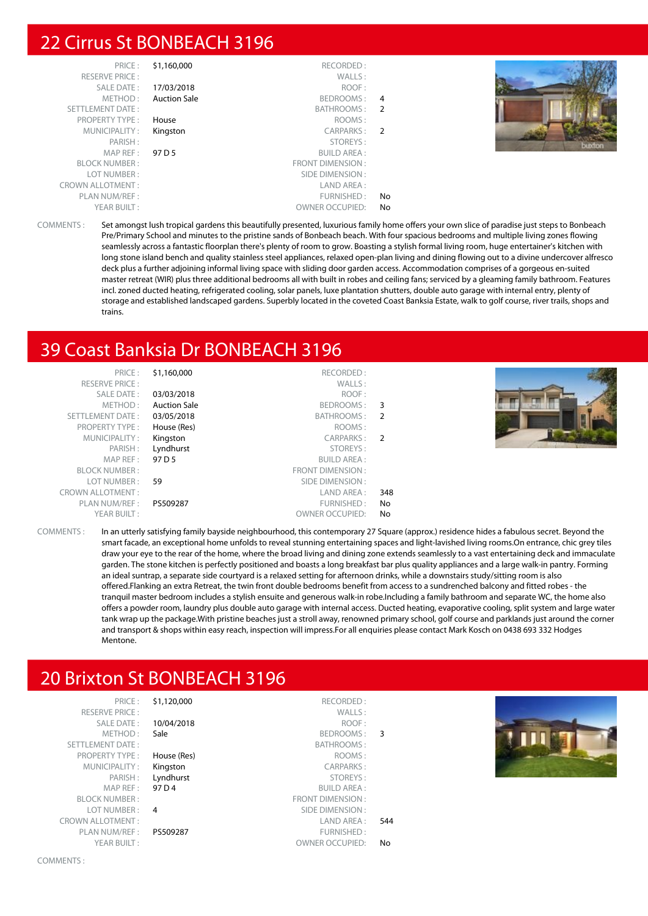## 22 Cirrus St BONBEACH 3196

| | | | |
|---|---|---|---|
| PRICE : | $1,160,000 | RECORDED : | |
| RESERVE PRICE : | | WALLS : | |
| SALE DATE : | 17/03/2018 | ROOF : | |
| METHOD : | Auction Sale | BEDROOMS : | 4 |
| SETTLEMENT DATE : | | BATHROOMS : | 2 |
| PROPERTY TYPE : | House | ROOMS : | |
| MUNICIPALITY : | Kingston | CARPARKS : | 2 |
| PARISH : | | STOREYS : | |
| MAP REF : | 97 D 5 | BUILD AREA : | |
| BLOCK NUMBER : | | FRONT DIMENSION : | |
| LOT NUMBER : | | SIDE DIMENSION : | |
| CROWN ALLOTMENT : | | LAND AREA : | |
| PLAN NUM/REF : | | FURNISHED : | No |
| YEAR BUILT : | | OWNER OCCUPIED: | No |

COMMENTS : Set amongst lush tropical gardens this beautifully presented, luxurious family home offers your own slice of paradise just steps to Bonbeach Pre/Primary School and minutes to the pristine sands of Bonbeach beach. With four spacious bedrooms and multiple living zones flowing seamlessly across a fantastic floorplan there's plenty of room to grow. Boasting a stylish formal living room, huge entertainer's kitchen with long stone island bench and quality stainless steel appliances, relaxed open-plan living and dining flowing out to a divine undercover alfresco deck plus a further adjoining informal living space with sliding door garden access. Accommodation comprises of a gorgeous en-suited master retreat (WIR) plus three additional bedrooms all with built in robes and ceiling fans; serviced by a gleaming family bathroom. Features incl. zoned ducted heating, refrigerated cooling, solar panels, luxe plantation shutters, double auto garage with internal entry, plenty of storage and established landscaped gardens. Superbly located in the coveted Coast Banksia Estate, walk to golf course, river trails, shops and trains.

## 39 Coast Banksia Dr BONBEACH 3196

| | | | |
|---|---|---|---|
| PRICE : | $1,160,000 | RECORDED : | |
| RESERVE PRICE : | | WALLS : | |
| SALE DATE : | 03/03/2018 | ROOF : | |
| METHOD : | Auction Sale | BEDROOMS : | 3 |
| SETTLEMENT DATE : | 03/05/2018 | BATHROOMS : | 2 |
| PROPERTY TYPE : | House (Res) | ROOMS : | |
| MUNICIPALITY : | Kingston | CARPARKS : | 2 |
| PARISH : | Lyndhurst | STOREYS : | |
| MAP REF : | 97 D 5 | BUILD AREA : | |
| BLOCK NUMBER : | | FRONT DIMENSION : | |
| LOT NUMBER : | 59 | SIDE DIMENSION : | |
| CROWN ALLOTMENT : | | LAND AREA : | 348 |
| PLAN NUM/REF : | PS509287 | FURNISHED : | No |
| YEAR BUILT : | | OWNER OCCUPIED: | No |

COMMENTS : In an utterly satisfying family bayside neighbourhood, this contemporary 27 Square (approx.) residence hides a fabulous secret. Beyond the smart facade, an exceptional home unfolds to reveal stunning entertaining spaces and light-lavished living rooms.On entrance, chic grey tiles draw your eye to the rear of the home, where the broad living and dining zone extends seamlessly to a vast entertaining deck and immaculate garden. The stone kitchen is perfectly positioned and boasts a long breakfast bar plus quality appliances and a large walk-in pantry. Forming an ideal suntrap, a separate side courtyard is a relaxed setting for afternoon drinks, while a downstairs study/sitting room is also offered.Flanking an extra Retreat, the twin front double bedrooms benefit from access to a sundrenched balcony and fitted robes - the tranquil master bedroom includes a stylish ensuite and generous walk-in robe.Including a family bathroom and separate WC, the home also offers a powder room, laundry plus double auto garage with internal access. Ducted heating, evaporative cooling, split system and large water tank wrap up the package.With pristine beaches just a stroll away, renowned primary school, golf course and parklands just around the corner and transport & shops within easy reach, inspection will impress.For all enquiries please contact Mark Kosch on 0438 693 332 Hodges Mentone.

## 20 Brixton St BONBEACH 3196

| | | | |
|---|---|---|---|
| PRICE : | $1,120,000 | RECORDED : | |
| RESERVE PRICE : | | WALLS : | |
| SALE DATE : | 10/04/2018 | ROOF : | |
| METHOD : | Sale | BEDROOMS : | 3 |
| SETTLEMENT DATE : | | BATHROOMS : | |
| PROPERTY TYPE : | House (Res) | ROOMS : | |
| MUNICIPALITY : | Kingston | CARPARKS : | |
| PARISH : | Lyndhurst | STOREYS : | |
| MAP REF : | 97 D 4 | BUILD AREA : | |
| BLOCK NUMBER : | | FRONT DIMENSION : | |
| LOT NUMBER : | 4 | SIDE DIMENSION : | |
| CROWN ALLOTMENT : | | LAND AREA : | 544 |
| PLAN NUM/REF : | PS509287 | FURNISHED : | |
| YEAR BUILT : | | OWNER OCCUPIED: | No |

COMMENTS :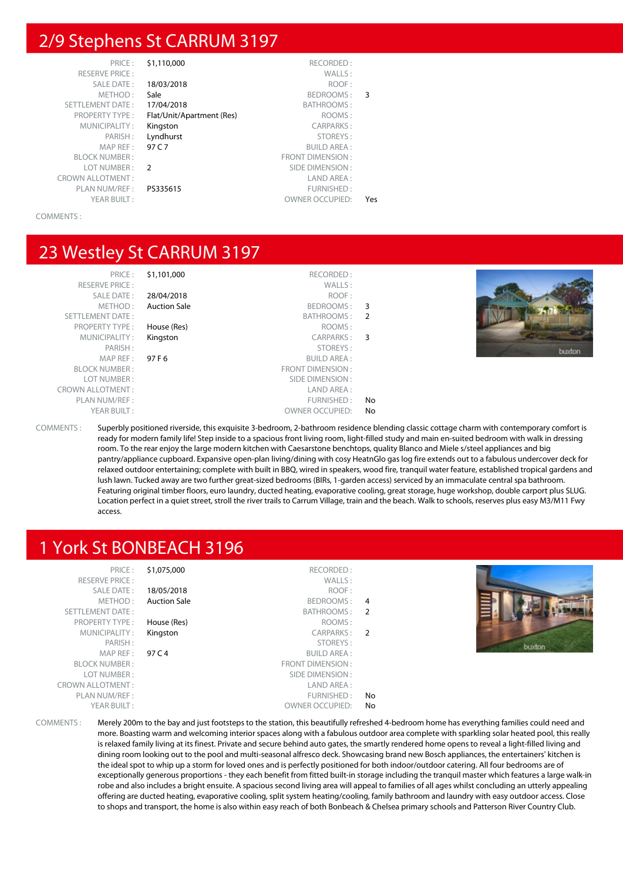## 2/9 Stephens St CARRUM 3197

| | | | |
|---|---|---|---|
| PRICE : | $1,110,000 | RECORDED : | |
| RESERVE PRICE : | | WALLS : | |
| SALE DATE : | 18/03/2018 | ROOF : | |
| METHOD : | Sale | BEDROOMS : | 3 |
| SETTLEMENT DATE : | 17/04/2018 | BATHROOMS : | |
| PROPERTY TYPE : | Flat/Unit/Apartment (Res) | ROOMS : | |
| MUNICIPALITY : | Kingston | CARPARKS : | |
| PARISH : | Lyndhurst | STOREYS : | |
| MAP REF : | 97 C 7 | BUILD AREA : | |
| BLOCK NUMBER : | | FRONT DIMENSION : | |
| LOT NUMBER : | 2 | SIDE DIMENSION : | |
| CROWN ALLOTMENT : | | LAND AREA : | |
| PLAN NUM/REF : | PS335615 | FURNISHED : | |
| YEAR BUILT : | | OWNER OCCUPIED: | Yes |

COMMENTS :

## 23 Westley St CARRUM 3197

| | | | |
|---|---|---|---|
| PRICE : | $1,101,000 | RECORDED : | |
| RESERVE PRICE : | | WALLS : | |
| SALE DATE : | 28/04/2018 | ROOF : | |
| METHOD : | Auction Sale | BEDROOMS : | 3 |
| SETTLEMENT DATE : | | BATHROOMS : | 2 |
| PROPERTY TYPE : | House (Res) | ROOMS : | |
| MUNICIPALITY : | Kingston | CARPARKS : | 3 |
| PARISH : | | STOREYS : | |
| MAP REF : | 97 F 6 | BUILD AREA : | |
| BLOCK NUMBER : | | FRONT DIMENSION : | |
| LOT NUMBER : | | SIDE DIMENSION : | |
| CROWN ALLOTMENT : | | LAND AREA : | |
| PLAN NUM/REF : | | FURNISHED : | No |
| YEAR BUILT : | | OWNER OCCUPIED: | No |

COMMENTS : Superbly positioned riverside, this exquisite 3-bedroom, 2-bathroom residence blending classic cottage charm with contemporary comfort is ready for modern family life! Step inside to a spacious front living room, light-filled study and main en-suited bedroom with walk in dressing room. To the rear enjoy the large modern kitchen with Caesarstone benchtops, quality Blanco and Miele s/steel appliances and big pantry/appliance cupboard. Expansive open-plan living/dining with cosy HeatnGlo gas log fire extends out to a fabulous undercover deck for relaxed outdoor entertaining; complete with built in BBQ, wired in speakers, wood fire, tranquil water feature, established tropical gardens and lush lawn. Tucked away are two further great-sized bedrooms (BIRs, 1-garden access) serviced by an immaculate central spa bathroom. Featuring original timber floors, euro laundry, ducted heating, evaporative cooling, great storage, huge workshop, double carport plus SLUG. Location perfect in a quiet street, stroll the river trails to Carrum Village, train and the beach. Walk to schools, reserves plus easy M3/M11 Fwy access.

## 1 York St BONBEACH 3196

| | | | |
|---|---|---|---|
| PRICE : | $1,075,000 | RECORDED : | |
| RESERVE PRICE : | | WALLS : | |
| SALE DATE : | 18/05/2018 | ROOF : | |
| METHOD : | Auction Sale | BEDROOMS : | 4 |
| SETTLEMENT DATE : | | BATHROOMS : | 2 |
| PROPERTY TYPE : | House (Res) | ROOMS : | |
| MUNICIPALITY : | Kingston | CARPARKS : | 2 |
| PARISH : | | STOREYS : | |
| MAP REF : | 97 C 4 | BUILD AREA : | |
| BLOCK NUMBER : | | FRONT DIMENSION : | |
| LOT NUMBER : | | SIDE DIMENSION : | |
| CROWN ALLOTMENT : | | LAND AREA : | |
| PLAN NUM/REF : | | FURNISHED : | No |
| YEAR BUILT : | | OWNER OCCUPIED: | No |

COMMENTS : Merely 200m to the bay and just footsteps to the station, this beautifully refreshed 4-bedroom home has everything families could need and more. Boasting warm and welcoming interior spaces along with a fabulous outdoor area complete with sparkling solar heated pool, this really is relaxed family living at its finest. Private and secure behind auto gates, the smartly rendered home opens to reveal a light-filled living and dining room looking out to the pool and multi-seasonal alfresco deck. Showcasing brand new Bosch appliances, the entertainers' kitchen is the ideal spot to whip up a storm for loved ones and is perfectly positioned for both indoor/outdoor catering. All four bedrooms are of exceptionally generous proportions - they each benefit from fitted built-in storage including the tranquil master which features a large walk-in robe and also includes a bright ensuite. A spacious second living area will appeal to families of all ages whilst concluding an utterly appealing offering are ducted heating, evaporative cooling, split system heating/cooling, family bathroom and laundry with easy outdoor access. Close to shops and transport, the home is also within easy reach of both Bonbeach & Chelsea primary schools and Patterson River Country Club.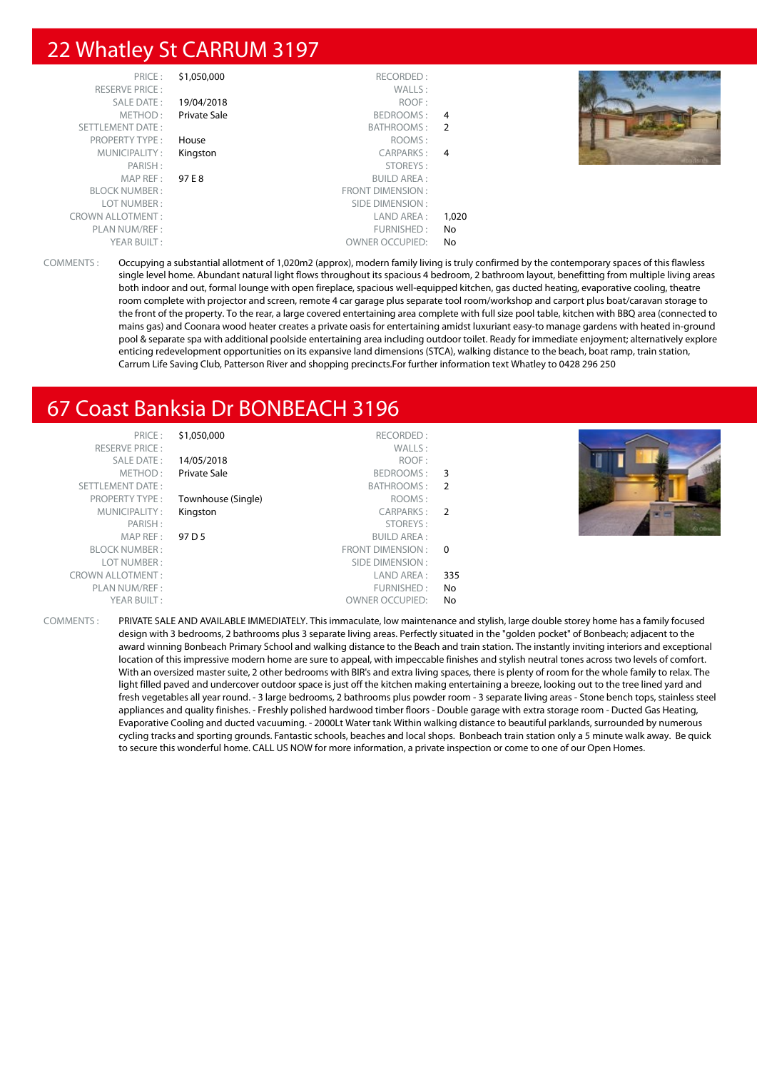## 22 Whatley St CARRUM 3197

| | | | |
|---|---|---|---|
| PRICE : | $1,050,000 | RECORDED : | |
| RESERVE PRICE : | | WALLS : | |
| SALE DATE : | 19/04/2018 | ROOF : | |
| METHOD : | Private Sale | BEDROOMS : | 4 |
| SETTLEMENT DATE : | | BATHROOMS : | 2 |
| PROPERTY TYPE : | House | ROOMS : | |
| MUNICIPALITY : | Kingston | CARPARKS : | 4 |
| PARISH : | | STOREYS : | |
| MAP REF : | 97 E 8 | BUILD AREA : | |
| BLOCK NUMBER : | | FRONT DIMENSION : | |
| LOT NUMBER : | | SIDE DIMENSION : | |
| CROWN ALLOTMENT : | | LAND AREA : | 1,020 |
| PLAN NUM/REF : | | FURNISHED : | No |
| YEAR BUILT : | | OWNER OCCUPIED: | No |

COMMENTS : Occupying a substantial allotment of 1,020m2 (approx), modern family living is truly confirmed by the contemporary spaces of this flawless single level home. Abundant natural light flows throughout its spacious 4 bedroom, 2 bathroom layout, benefitting from multiple living areas both indoor and out, formal lounge with open fireplace, spacious well-equipped kitchen, gas ducted heating, evaporative cooling, theatre room complete with projector and screen, remote 4 car garage plus separate tool room/workshop and carport plus boat/caravan storage to the front of the property. To the rear, a large covered entertaining area complete with full size pool table, kitchen with BBQ area (connected to mains gas) and Coonara wood heater creates a private oasis for entertaining amidst luxuriant easy-to manage gardens with heated in-ground pool & separate spa with additional poolside entertaining area including outdoor toilet. Ready for immediate enjoyment; alternatively explore enticing redevelopment opportunities on its expansive land dimensions (STCA), walking distance to the beach, boat ramp, train station, Carrum Life Saving Club, Patterson River and shopping precincts.For further information text Whatley to 0428 296 250

## 67 Coast Banksia Dr BONBEACH 3196

| | | | |
|---|---|---|---|
| PRICE : | $1,050,000 | RECORDED : | |
| RESERVE PRICE : | | WALLS : | |
| SALE DATE : | 14/05/2018 | ROOF : | |
| METHOD : | Private Sale | BEDROOMS : | 3 |
| SETTLEMENT DATE : | | BATHROOMS : | 2 |
| PROPERTY TYPE : | Townhouse (Single) | ROOMS : | |
| MUNICIPALITY : | Kingston | CARPARKS : | 2 |
| PARISH : | | STOREYS : | |
| MAP REF : | 97 D 5 | BUILD AREA : | |
| BLOCK NUMBER : | | FRONT DIMENSION : | 0 |
| LOT NUMBER : | | SIDE DIMENSION : | |
| CROWN ALLOTMENT : | | LAND AREA : | 335 |
| PLAN NUM/REF : | | FURNISHED : | No |
| YEAR BUILT : | | OWNER OCCUPIED: | No |

COMMENTS : PRIVATE SALE AND AVAILABLE IMMEDIATELY. This immaculate, low maintenance and stylish, large double storey home has a family focused design with 3 bedrooms, 2 bathrooms plus 3 separate living areas. Perfectly situated in the "golden pocket" of Bonbeach; adjacent to the award winning Bonbeach Primary School and walking distance to the Beach and train station. The instantly inviting interiors and exceptional location of this impressive modern home are sure to appeal, with impeccable finishes and stylish neutral tones across two levels of comfort. With an oversized master suite, 2 other bedrooms with BIR's and extra living spaces, there is plenty of room for the whole family to relax. The light filled paved and undercover outdoor space is just off the kitchen making entertaining a breeze, looking out to the tree lined yard and fresh vegetables all year round. - 3 large bedrooms, 2 bathrooms plus powder room - 3 separate living areas - Stone bench tops, stainless steel appliances and quality finishes. - Freshly polished hardwood timber floors - Double garage with extra storage room - Ducted Gas Heating, Evaporative Cooling and ducted vacuuming. - 2000Lt Water tank Within walking distance to beautiful parklands, surrounded by numerous cycling tracks and sporting grounds. Fantastic schools, beaches and local shops. Bonbeach train station only a 5 minute walk away. Be quick to secure this wonderful home. CALL US NOW for more information, a private inspection or come to one of our Open Homes.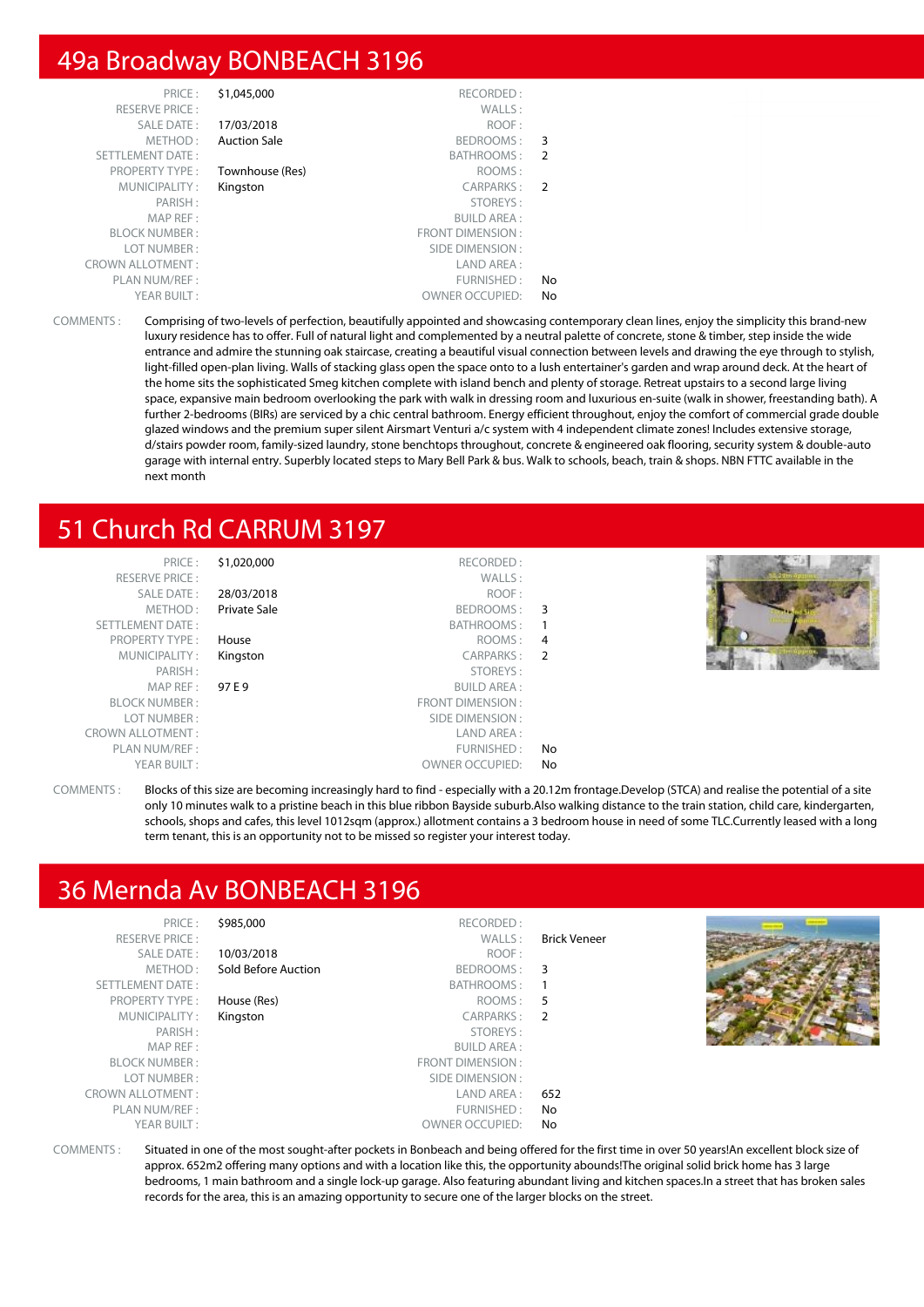# 49a Broadway BONBEACH 3196

| | | | |
|---|---|---|---|
| PRICE : | $1,045,000 | RECORDED : | |
| RESERVE PRICE : | | WALLS : | |
| SALE DATE : | 17/03/2018 | ROOF : | |
| METHOD : | Auction Sale | BEDROOMS : | 3 |
| SETTLEMENT DATE : | | BATHROOMS : | 2 |
| PROPERTY TYPE : | Townhouse (Res) | ROOMS : | |
| MUNICIPALITY : | Kingston | CARPARKS : | 2 |
| PARISH : | | STOREYS : | |
| MAP REF : | | BUILD AREA : | |
| BLOCK NUMBER : | | FRONT DIMENSION : | |
| LOT NUMBER : | | SIDE DIMENSION : | |
| CROWN ALLOTMENT : | | LAND AREA : | |
| PLAN NUM/REF : | | FURNISHED : | No |
| YEAR BUILT : | | OWNER OCCUPIED: | No |

COMMENTS : Comprising of two-levels of perfection, beautifully appointed and showcasing contemporary clean lines, enjoy the simplicity this brand-new luxury residence has to offer. Full of natural light and complemented by a neutral palette of concrete, stone & timber, step inside the wide entrance and admire the stunning oak staircase, creating a beautiful visual connection between levels and drawing the eye through to stylish, light-filled open-plan living. Walls of stacking glass open the space onto a lush entertainer's garden and wrap around deck. At the heart of the home sits the sophisticated Smeg kitchen complete with island bench and plenty of storage. Retreat upstairs to a second large living space, expansive main bedroom overlooking the park with walk in dressing room and luxurious en-suite (walk in shower, freestanding bath). A further 2-bedrooms (BIRs) are serviced by a chic central bathroom. Energy efficient throughout, enjoy the comfort of commercial grade double glazed windows and the premium super silent Airsmart Venturi a/c system with 4 independent climate zones! Includes extensive storage, d/stairs powder room, family-sized laundry, stone benchtops throughout, concrete & engineered oak flooring, security system & double-auto garage with internal entry. Superbly located steps to Mary Bell Park & bus. Walk to schools, beach, train & shops. NBN FTTC available in the next month

# 51 Church Rd CARRUM 3197

| | | | |
|---|---|---|---|
| PRICE : | $1,020,000 | RECORDED : | |
| RESERVE PRICE : | | WALLS : | |
| SALE DATE : | 28/03/2018 | ROOF : | |
| METHOD : | Private Sale | BEDROOMS : | 3 |
| SETTLEMENT DATE : | | BATHROOMS : | 1 |
| PROPERTY TYPE : | House | ROOMS : | 4 |
| MUNICIPALITY : | Kingston | CARPARKS : | 2 |
| PARISH : | | STOREYS : | |
| MAP REF : | 97 E 9 | BUILD AREA : | |
| BLOCK NUMBER : | | FRONT DIMENSION : | |
| LOT NUMBER : | | SIDE DIMENSION : | |
| CROWN ALLOTMENT : | | LAND AREA : | |
| PLAN NUM/REF : | | FURNISHED : | No |
| YEAR BUILT : | | OWNER OCCUPIED: | No |

COMMENTS : Blocks of this size are becoming increasingly hard to find - especially with a 20.12m frontage.Develop (STCA) and realise the potential of a site only 10 minutes walk to a pristine beach in this blue ribbon Bayside suburb.Also walking distance to the train station, child care, kindergarten, schools, shops and cafes, this level 1012sqm (approx.) allotment contains a 3 bedroom house in need of some TLC.Currently leased with a long term tenant, this is an opportunity not to be missed so register your interest today.

# 36 Mernda Av BONBEACH 3196

| | | | |
|---|---|---|---|
| PRICE : | $985,000 | RECORDED : | |
| RESERVE PRICE : | | WALLS : | Brick Veneer |
| SALE DATE : | 10/03/2018 | ROOF : | |
| METHOD : | Sold Before Auction | BEDROOMS : | 3 |
| SETTLEMENT DATE : | | BATHROOMS : | 1 |
| PROPERTY TYPE : | House (Res) | ROOMS : | 5 |
| MUNICIPALITY : | Kingston | CARPARKS : | 2 |
| PARISH : | | STOREYS : | |
| MAP REF : | | BUILD AREA : | |
| BLOCK NUMBER : | | FRONT DIMENSION : | |
| LOT NUMBER : | | SIDE DIMENSION : | |
| CROWN ALLOTMENT : | | LAND AREA : | 652 |
| PLAN NUM/REF : | | FURNISHED : | No |
| YEAR BUILT : | | OWNER OCCUPIED: | No |

COMMENTS : Situated in one of the most sought-after pockets in Bonbeach and being offered for the first time in over 50 years!An excellent block size of approx. 652m2 offering many options and with a location like this, the opportunity abounds!The original solid brick home has 3 large bedrooms, 1 main bathroom and a single lock-up garage. Also featuring abundant living and kitchen spaces.In a street that has broken sales records for the area, this is an amazing opportunity to secure one of the larger blocks on the street.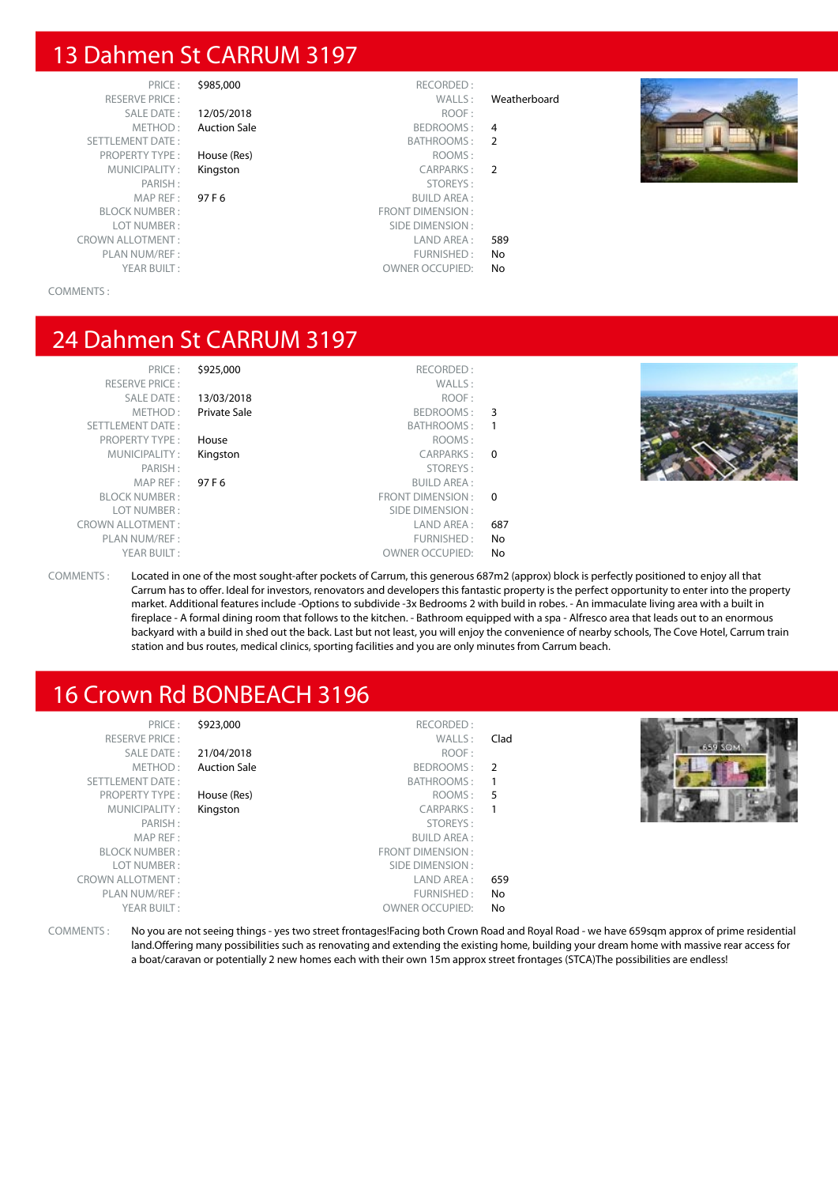## 13 Dahmen St CARRUM 3197

| | | | |
|---|---|---|---|
| PRICE : | $985,000 | RECORDED : | |
| RESERVE PRICE : | | WALLS : | Weatherboard |
| SALE DATE : | 12/05/2018 | ROOF : | |
| METHOD : | Auction Sale | BEDROOMS : | 4 |
| SETTLEMENT DATE : | | BATHROOMS : | 2 |
| PROPERTY TYPE : | House (Res) | ROOMS : | |
| MUNICIPALITY : | Kingston | CARPARKS : | 2 |
| PARISH : | | STOREYS : | |
| MAP REF : | 97 F 6 | BUILD AREA : | |
| BLOCK NUMBER : | | FRONT DIMENSION : | |
| LOT NUMBER : | | SIDE DIMENSION : | |
| CROWN ALLOTMENT : | | LAND AREA : | 589 |
| PLAN NUM/REF : | | FURNISHED : | No |
| YEAR BUILT : | | OWNER OCCUPIED: | No |

COMMENTS :

## 24 Dahmen St CARRUM 3197

| | | | |
|---|---|---|---|
| PRICE : | $925,000 | RECORDED : | |
| RESERVE PRICE : | | WALLS : | |
| SALE DATE : | 13/03/2018 | ROOF : | |
| METHOD : | Private Sale | BEDROOMS : | 3 |
| SETTLEMENT DATE : | | BATHROOMS : | 1 |
| PROPERTY TYPE : | House | ROOMS : | |
| MUNICIPALITY : | Kingston | CARPARKS : | 0 |
| PARISH : | | STOREYS : | |
| MAP REF : | 97 F 6 | BUILD AREA : | |
| BLOCK NUMBER : | | FRONT DIMENSION : | 0 |
| LOT NUMBER : | | SIDE DIMENSION : | |
| CROWN ALLOTMENT : | | LAND AREA : | 687 |
| PLAN NUM/REF : | | FURNISHED : | No |
| YEAR BUILT : | | OWNER OCCUPIED: | No |

COMMENTS : Located in one of the most sought-after pockets of Carrum, this generous 687m2 (approx) block is perfectly positioned to enjoy all that Carrum has to offer. Ideal for investors, renovators and developers this fantastic property is the perfect opportunity to enter into the property market. Additional features include -Options to subdivide -3x Bedrooms 2 with build in robes. - An immaculate living area with a built in fireplace - A formal dining room that follows to the kitchen. - Bathroom equipped with a spa - Alfresco area that leads out to an enormous backyard with a build in shed out the back. Last but not least, you will enjoy the convenience of nearby schools, The Cove Hotel, Carrum train station and bus routes, medical clinics, sporting facilities and you are only minutes from Carrum beach.

## 16 Crown Rd BONBEACH 3196

| | | | |
|---|---|---|---|
| PRICE : | $923,000 | RECORDED : | |
| RESERVE PRICE : | | WALLS : | Clad |
| SALE DATE : | 21/04/2018 | ROOF : | |
| METHOD : | Auction Sale | BEDROOMS : | 2 |
| SETTLEMENT DATE : | | BATHROOMS : | 1 |
| PROPERTY TYPE : | House (Res) | ROOMS : | 5 |
| MUNICIPALITY : | Kingston | CARPARKS : | 1 |
| PARISH : | | STOREYS : | |
| MAP REF : | | BUILD AREA : | |
| BLOCK NUMBER : | | FRONT DIMENSION : | |
| LOT NUMBER : | | SIDE DIMENSION : | |
| CROWN ALLOTMENT : | | LAND AREA : | 659 |
| PLAN NUM/REF : | | FURNISHED : | No |
| YEAR BUILT : | | OWNER OCCUPIED: | No |

COMMENTS : No you are not seeing things - yes two street frontages!Facing both Crown Road and Royal Road - we have 659sqm approx of prime residential land.Offering many possibilities such as renovating and extending the existing home, building your dream home with massive rear access for a boat/caravan or potentially 2 new homes each with their own 15m approx street frontages (STCA)The possibilities are endless!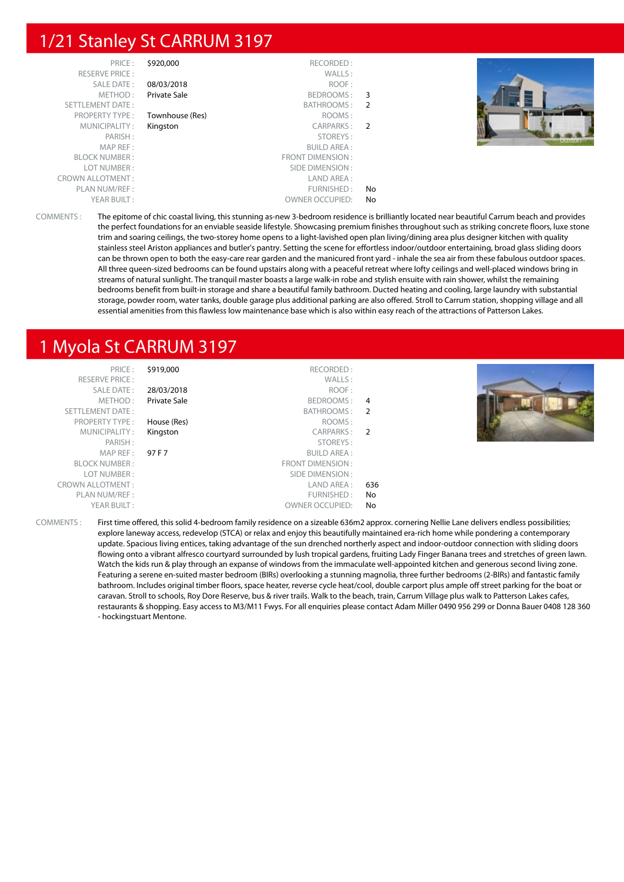# 1/21 Stanley St CARRUM 3197

| | | | |
|---|---|---|---|
| PRICE : | $920,000 | RECORDED : | |
| RESERVE PRICE : | | WALLS : | |
| SALE DATE : | 08/03/2018 | ROOF : | |
| METHOD : | Private Sale | BEDROOMS : | 3 |
| SETTLEMENT DATE : | | BATHROOMS : | 2 |
| PROPERTY TYPE : | Townhouse (Res) | ROOMS : | |
| MUNICIPALITY : | Kingston | CARPARKS : | 2 |
| PARISH : | | STOREYS : | |
| MAP REF : | | BUILD AREA : | |
| BLOCK NUMBER : | | FRONT DIMENSION : | |
| LOT NUMBER : | | SIDE DIMENSION : | |
| CROWN ALLOTMENT : | | LAND AREA : | |
| PLAN NUM/REF : | | FURNISHED : | No |
| YEAR BUILT : | | OWNER OCCUPIED: | No |

COMMENTS : The epitome of chic coastal living, this stunning as-new 3-bedroom residence is brilliantly located near beautiful Carrum beach and provides the perfect foundations for an enviable seaside lifestyle. Showcasing premium finishes throughout such as striking concrete floors, luxe stone trim and soaring ceilings, the two-storey home opens to a light-lavished open plan living/dining area plus designer kitchen with quality stainless steel Ariston appliances and butler's pantry. Setting the scene for effortless indoor/outdoor entertaining, broad glass sliding doors can be thrown open to both the easy-care rear garden and the manicured front yard - inhale the sea air from these fabulous outdoor spaces. All three queen-sized bedrooms can be found upstairs along with a peaceful retreat where lofty ceilings and well-placed windows bring in streams of natural sunlight. The tranquil master boasts a large walk-in robe and stylish ensuite with rain shower, whilst the remaining bedrooms benefit from built-in storage and share a beautiful family bathroom. Ducted heating and cooling, large laundry with substantial storage, powder room, water tanks, double garage plus additional parking are also offered. Stroll to Carrum station, shopping village and all essential amenities from this flawless low maintenance base which is also within easy reach of the attractions of Patterson Lakes.

# 1 Myola St CARRUM 3197

| | | | |
|---|---|---|---|
| PRICE : | $919,000 | RECORDED : | |
| RESERVE PRICE : | | WALLS : | |
| SALE DATE : | 28/03/2018 | ROOF : | |
| METHOD : | Private Sale | BEDROOMS : | 4 |
| SETTLEMENT DATE : | | BATHROOMS : | 2 |
| PROPERTY TYPE : | House (Res) | ROOMS : | |
| MUNICIPALITY : | Kingston | CARPARKS : | 2 |
| PARISH : | | STOREYS : | |
| MAP REF : | 97 F 7 | BUILD AREA : | |
| BLOCK NUMBER : | | FRONT DIMENSION : | |
| LOT NUMBER : | | SIDE DIMENSION : | |
| CROWN ALLOTMENT : | | LAND AREA : | 636 |
| PLAN NUM/REF : | | FURNISHED : | No |
| YEAR BUILT : | | OWNER OCCUPIED: | No |

COMMENTS : First time offered, this solid 4-bedroom family residence on a sizeable 636m2 approx. cornering Nellie Lane delivers endless possibilities; explore laneway access, redevelop (STCA) or relax and enjoy this beautifully maintained era-rich home while pondering a contemporary update. Spacious living entices, taking advantage of the sun drenched northerly aspect and indoor-outdoor connection with sliding doors flowing onto a vibrant alfresco courtyard surrounded by lush tropical gardens, fruiting Lady Finger Banana trees and stretches of green lawn. Watch the kids run & play through an expanse of windows from the immaculate well-appointed kitchen and generous second living zone. Featuring a serene en-suited master bedroom (BIRs) overlooking a stunning magnolia, three further bedrooms (2-BIRs) and fantastic family bathroom. Includes original timber floors, space heater, reverse cycle heat/cool, double carport plus ample off street parking for the boat or caravan. Stroll to schools, Roy Dore Reserve, bus & river trails. Walk to the beach, train, Carrum Village plus walk to Patterson Lakes cafes, restaurants & shopping. Easy access to M3/M11 Fwys. For all enquiries please contact Adam Miller 0490 956 299 or Donna Bauer 0408 128 360 - hockingstuart Mentone.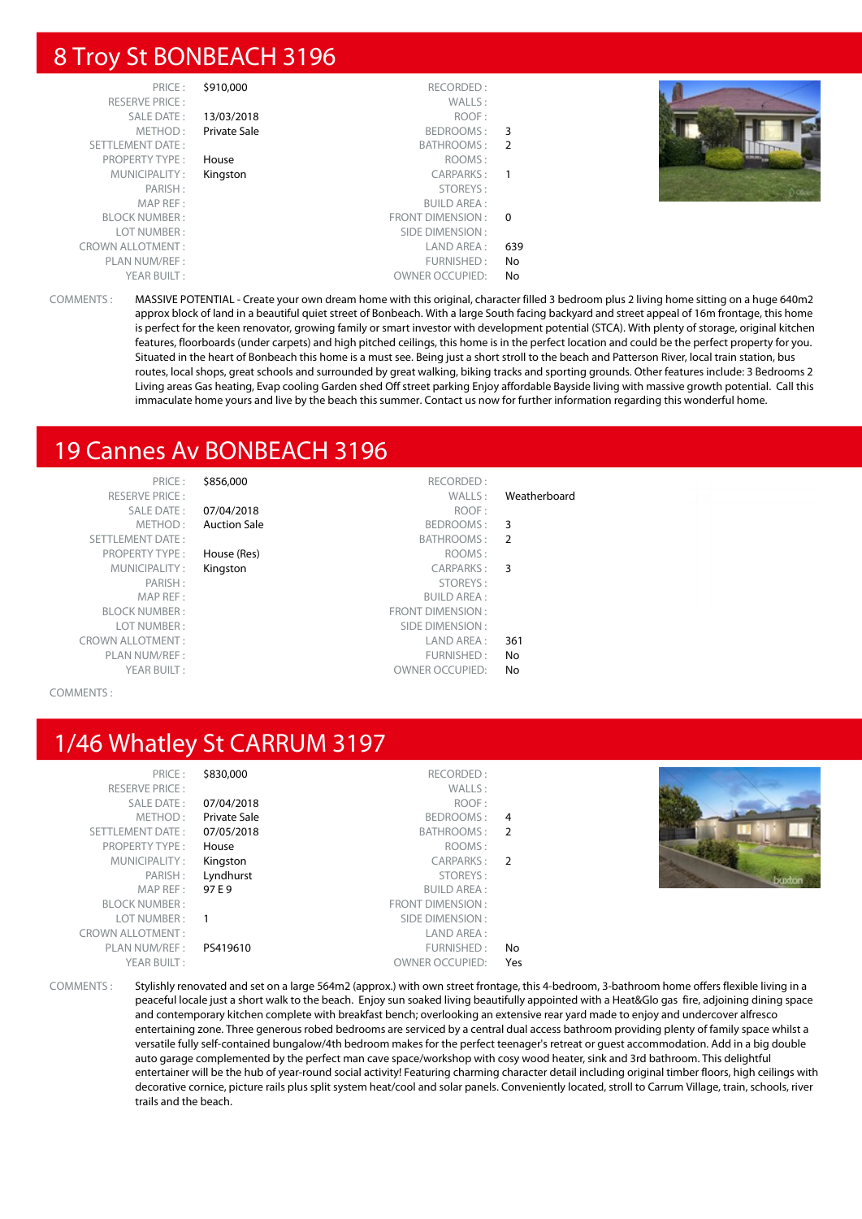## 8 Troy St BONBEACH 3196

| | | | |
|---|---|---|---|
| PRICE : | $910,000 | RECORDED : | |
| RESERVE PRICE : | | WALLS : | |
| SALE DATE : | 13/03/2018 | ROOF : | |
| METHOD : | Private Sale | BEDROOMS : | 3 |
| SETTLEMENT DATE : | | BATHROOMS : | 2 |
| PROPERTY TYPE : | House | ROOMS : | |
| MUNICIPALITY : | Kingston | CARPARKS : | 1 |
| PARISH : | | STOREYS : | |
| MAP REF : | | BUILD AREA : | |
| BLOCK NUMBER : | | FRONT DIMENSION : | 0 |
| LOT NUMBER : | | SIDE DIMENSION : | |
| CROWN ALLOTMENT : | | LAND AREA : | 639 |
| PLAN NUM/REF : | | FURNISHED : | No |
| YEAR BUILT : | | OWNER OCCUPIED: | No |

COMMENTS : MASSIVE POTENTIAL - Create your own dream home with this original, character filled 3 bedroom plus 2 living home sitting on a huge 640m2 approx block of land in a beautiful quiet street of Bonbeach. With a large South facing backyard and street appeal of 16m frontage, this home is perfect for the keen renovator, growing family or smart investor with development potential (STCA). With plenty of storage, original kitchen features, floorboards (under carpets) and high pitched ceilings, this home is in the perfect location and could be the perfect property for you. Situated in the heart of Bonbeach this home is a must see. Being just a short stroll to the beach and Patterson River, local train station, bus routes, local shops, great schools and surrounded by great walking, biking tracks and sporting grounds. Other features include: 3 Bedrooms 2 Living areas Gas heating, Evap cooling Garden shed Off street parking Enjoy affordable Bayside living with massive growth potential. Call this immaculate home yours and live by the beach this summer. Contact us now for further information regarding this wonderful home.

## 19 Cannes Av BONBEACH 3196

| | | | |
|---|---|---|---|
| PRICE : | $856,000 | RECORDED : | |
| RESERVE PRICE : | | WALLS : | Weatherboard |
| SALE DATE : | 07/04/2018 | ROOF : | |
| METHOD : | Auction Sale | BEDROOMS : | 3 |
| SETTLEMENT DATE : | | BATHROOMS : | 2 |
| PROPERTY TYPE : | House (Res) | ROOMS : | |
| MUNICIPALITY : | Kingston | CARPARKS : | 3 |
| PARISH : | | STOREYS : | |
| MAP REF : | | BUILD AREA : | |
| BLOCK NUMBER : | | FRONT DIMENSION : | |
| LOT NUMBER : | | SIDE DIMENSION : | |
| CROWN ALLOTMENT : | | LAND AREA : | 361 |
| PLAN NUM/REF : | | FURNISHED : | No |
| YEAR BUILT : | | OWNER OCCUPIED: | No |

COMMENTS :

## 1/46 Whatley St CARRUM 3197

| | | | |
|---|---|---|---|
| PRICE : | $830,000 | RECORDED : | |
| RESERVE PRICE : | | WALLS : | |
| SALE DATE : | 07/04/2018 | ROOF : | |
| METHOD : | Private Sale | BEDROOMS : | 4 |
| SETTLEMENT DATE : | 07/05/2018 | BATHROOMS : | 2 |
| PROPERTY TYPE : | House | ROOMS : | |
| MUNICIPALITY : | Kingston | CARPARKS : | 2 |
| PARISH : | Lyndhurst | STOREYS : | |
| MAP REF : | 97 E 9 | BUILD AREA : | |
| BLOCK NUMBER : | | FRONT DIMENSION : | |
| LOT NUMBER : | 1 | SIDE DIMENSION : | |
| CROWN ALLOTMENT : | | LAND AREA : | |
| PLAN NUM/REF : | PS419610 | FURNISHED : | No |
| YEAR BUILT : | | OWNER OCCUPIED: | Yes |

COMMENTS : Stylishly renovated and set on a large 564m2 (approx.) with own street frontage, this 4-bedroom, 3-bathroom home offers flexible living in a peaceful locale just a short walk to the beach. Enjoy sun soaked living beautifully appointed with a Heat&Glo gas fire, adjoining dining space and contemporary kitchen complete with breakfast bench; overlooking an extensive rear yard made to enjoy and undercover alfresco entertaining zone. Three generous robed bedrooms are serviced by a central dual access bathroom providing plenty of family space whilst a versatile fully self-contained bungalow/4th bedroom makes for the perfect teenager's retreat or guest accommodation. Add in a big double auto garage complemented by the perfect man cave space/workshop with cosy wood heater, sink and 3rd bathroom. This delightful entertainer will be the hub of year-round social activity! Featuring charming character detail including original timber floors, high ceilings with decorative cornice, picture rails plus split system heat/cool and solar panels. Conveniently located, stroll to Carrum Village, train, schools, river trails and the beach.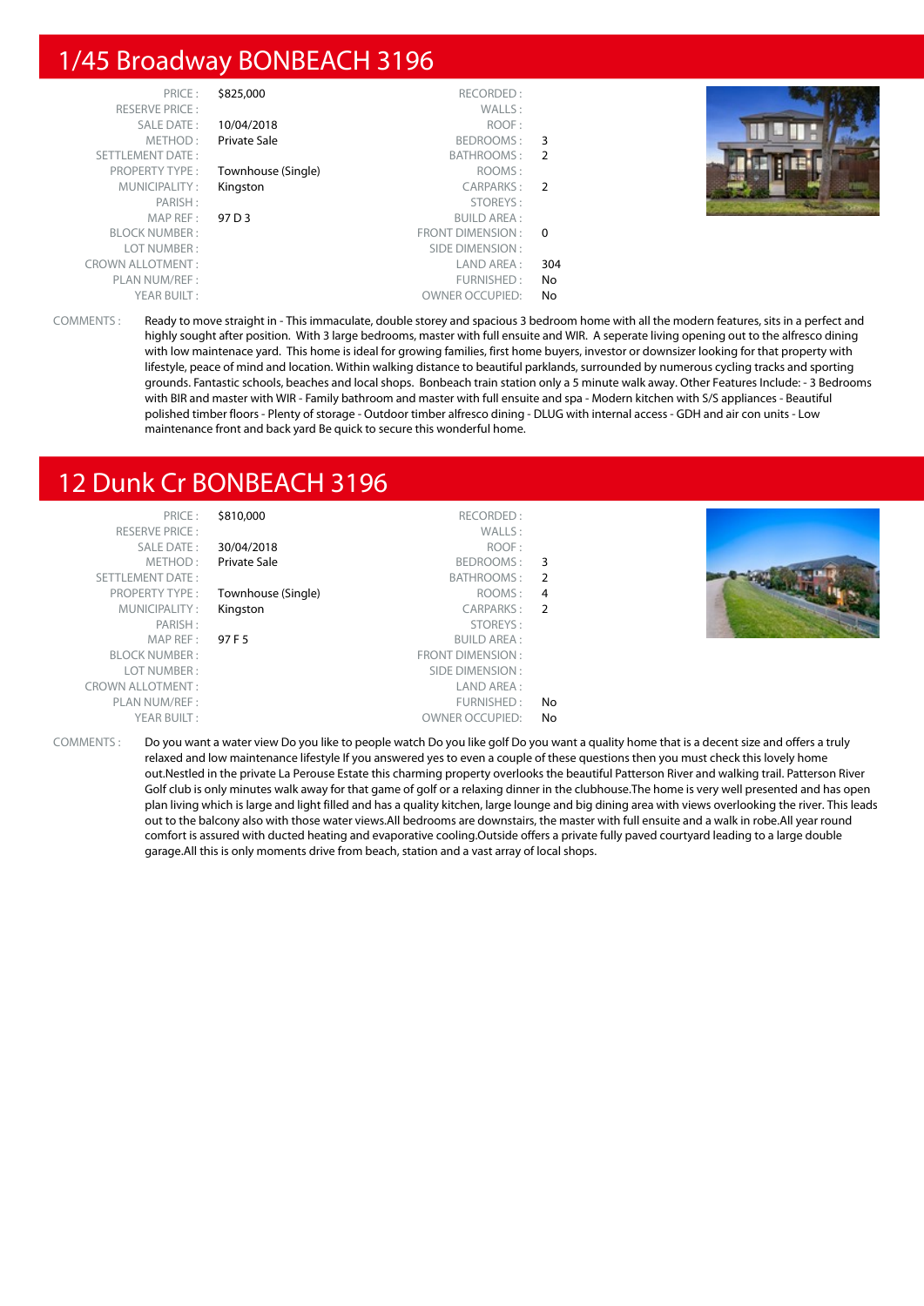## 1/45 Broadway BONBEACH 3196

| | | | |
|---|---|---|---|
| PRICE : | $825,000 | RECORDED : | |
| RESERVE PRICE : | | WALLS : | |
| SALE DATE : | 10/04/2018 | ROOF : | |
| METHOD : | Private Sale | BEDROOMS : | 3 |
| SETTLEMENT DATE : | | BATHROOMS : | 2 |
| PROPERTY TYPE : | Townhouse (Single) | ROOMS : | |
| MUNICIPALITY : | Kingston | CARPARKS : | 2 |
| PARISH : | | STOREYS : | |
| MAP REF : | 97 D 3 | BUILD AREA : | |
| BLOCK NUMBER : | | FRONT DIMENSION : | 0 |
| LOT NUMBER : | | SIDE DIMENSION : | |
| CROWN ALLOTMENT : | | LAND AREA : | 304 |
| PLAN NUM/REF : | | FURNISHED : | No |
| YEAR BUILT : | | OWNER OCCUPIED: | No |

COMMENTS : Ready to move straight in - This immaculate, double storey and spacious 3 bedroom home with all the modern features, sits in a perfect and highly sought after position. With 3 large bedrooms, master with full ensuite and WIR. A seperate living opening out to the alfresco dining with low maintenance yard. This home is ideal for growing families, first home buyers, investor or downsizer looking for that property with lifestyle, peace of mind and location. Within walking distance to beautiful parklands, surrounded by numerous cycling tracks and sporting grounds. Fantastic schools, beaches and local shops. Bonbeach train station only a 5 minute walk away. Other Features Include: - 3 Bedrooms with BIR and master with WIR - Family bathroom and master with full ensuite and spa - Modern kitchen with S/S appliances - Beautiful polished timber floors - Plenty of storage - Outdoor timber alfresco dining - DLUG with internal access - GDH and air con units - Low maintenance front and back yard Be quick to secure this wonderful home.

## 12 Dunk Cr BONBEACH 3196

| | | | |
|---|---|---|---|
| PRICE : | $810,000 | RECORDED : | |
| RESERVE PRICE : | | WALLS : | |
| SALE DATE : | 30/04/2018 | ROOF : | |
| METHOD : | Private Sale | BEDROOMS : | 3 |
| SETTLEMENT DATE : | | BATHROOMS : | 2 |
| PROPERTY TYPE : | Townhouse (Single) | ROOMS : | 4 |
| MUNICIPALITY : | Kingston | CARPARKS : | 2 |
| PARISH : | | STOREYS : | |
| MAP REF : | 97 F 5 | BUILD AREA : | |
| BLOCK NUMBER : | | FRONT DIMENSION : | |
| LOT NUMBER : | | SIDE DIMENSION : | |
| CROWN ALLOTMENT : | | LAND AREA : | |
| PLAN NUM/REF : | | FURNISHED : | No |
| YEAR BUILT : | | OWNER OCCUPIED: | No |

COMMENTS : Do you want a water view Do you like to people watch Do you like golf Do you want a quality home that is a decent size and offers a truly relaxed and low maintenance lifestyle If you answered yes to even a couple of these questions then you must check this lovely home out.Nestled in the private La Perouse Estate this charming property overlooks the beautiful Patterson River and walking trail. Patterson River Golf club is only minutes walk away for that game of golf or a relaxing dinner in the clubhouse.The home is very well presented and has open plan living which is large and light filled and has a quality kitchen, large lounge and big dining area with views overlooking the river. This leads out to the balcony also with those water views.All bedrooms are downstairs, the master with full ensuite and a walk in robe.All year round comfort is assured with ducted heating and evaporative cooling.Outside offers a private fully paved courtyard leading to a large double garage.All this is only moments drive from beach, station and a vast array of local shops.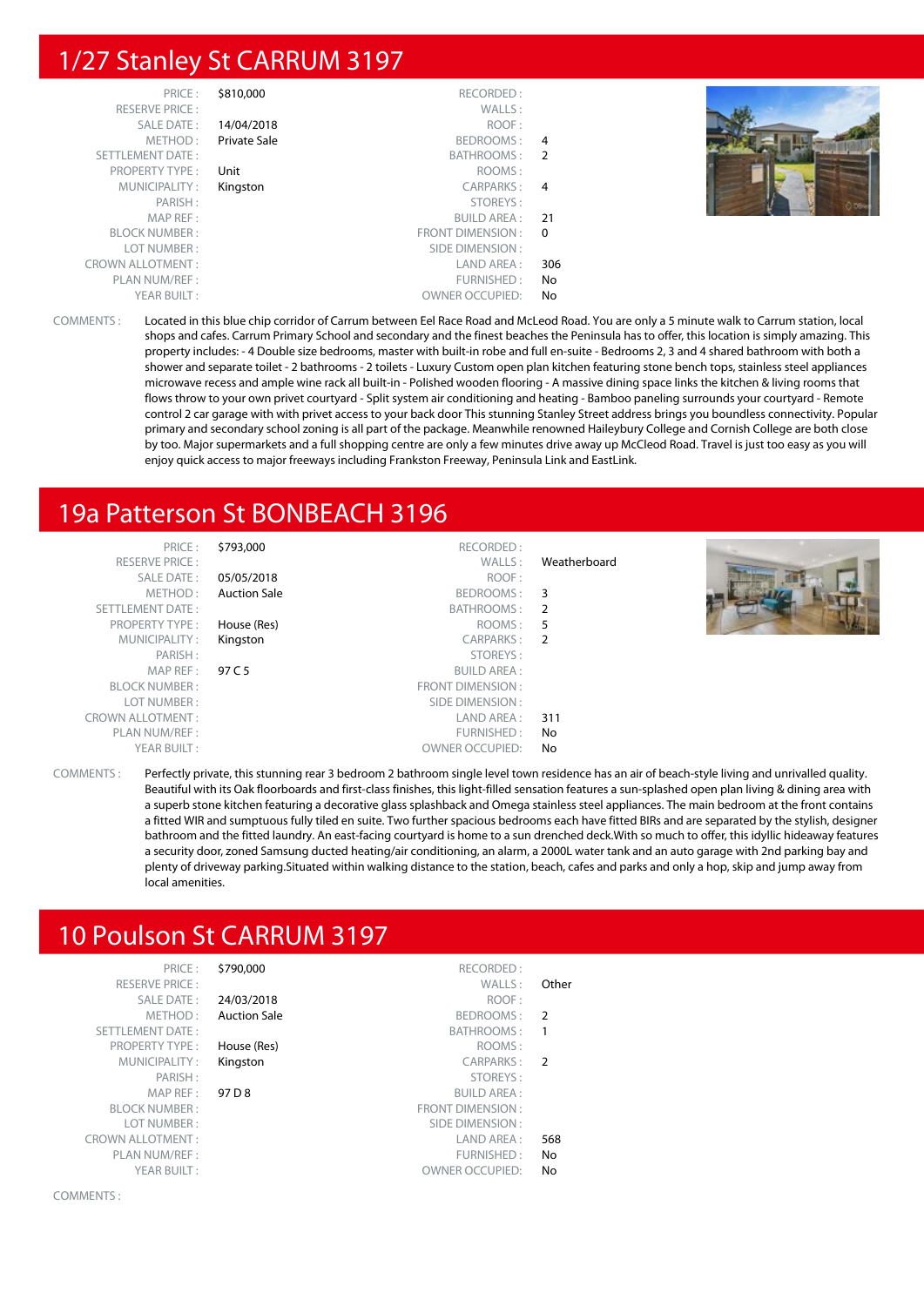## 1/27 Stanley St CARRUM 3197

| | | | |
|---|---|---|---|
| PRICE : | $810,000 | RECORDED : | |
| RESERVE PRICE : | | WALLS : | |
| SALE DATE : | 14/04/2018 | ROOF : | |
| METHOD : | Private Sale | BEDROOMS : | 4 |
| SETTLEMENT DATE : | | BATHROOMS : | 2 |
| PROPERTY TYPE : | Unit | ROOMS : | |
| MUNICIPALITY : | Kingston | CARPARKS : | 4 |
| PARISH : | | STOREYS : | |
| MAP REF : | | BUILD AREA : | 21 |
| BLOCK NUMBER : | | FRONT DIMENSION : | 0 |
| LOT NUMBER : | | SIDE DIMENSION : | |
| CROWN ALLOTMENT : | | LAND AREA : | 306 |
| PLAN NUM/REF : | | FURNISHED : | No |
| YEAR BUILT : | | OWNER OCCUPIED: | No |

COMMENTS : Located in this blue chip corridor of Carrum between Eel Race Road and McLeod Road. You are only a 5 minute walk to Carrum station, local shops and cafes. Carrum Primary School and secondary and the finest beaches the Peninsula has to offer, this location is simply amazing. This property includes: - 4 Double size bedrooms, master with built-in robe and full en-suite - Bedrooms 2, 3 and 4 shared bathroom with both a shower and separate toilet - 2 bathrooms - 2 toilets - Luxury Custom open plan kitchen featuring stone bench tops, stainless steel appliances microwave recess and ample wine rack all built-in - Polished wooden flooring - A massive dining space links the kitchen & living rooms that flows throw to your own privet courtyard - Split system air conditioning and heating - Bamboo paneling surrounds your courtyard - Remote control 2 car garage with with privet access to your back door This stunning Stanley Street address brings you boundless connectivity. Popular primary and secondary school zoning is all part of the package. Meanwhile renowned Haileybury College and Cornish College are both close by too. Major supermarkets and a full shopping centre are only a few minutes drive away up McCleod Road. Travel is just too easy as you will enjoy quick access to major freeways including Frankston Freeway, Peninsula Link and EastLink.

## 19a Patterson St BONBEACH 3196

| | | | |
|---|---|---|---|
| PRICE : | $793,000 | RECORDED : | |
| RESERVE PRICE : | | WALLS : | Weatherboard |
| SALE DATE : | 05/05/2018 | ROOF : | |
| METHOD : | Auction Sale | BEDROOMS : | 3 |
| SETTLEMENT DATE : | | BATHROOMS : | 2 |
| PROPERTY TYPE : | House (Res) | ROOMS : | 5 |
| MUNICIPALITY : | Kingston | CARPARKS : | 2 |
| PARISH : | | STOREYS : | |
| MAP REF : | 97 C 5 | BUILD AREA : | |
| BLOCK NUMBER : | | FRONT DIMENSION : | |
| LOT NUMBER : | | SIDE DIMENSION : | |
| CROWN ALLOTMENT : | | LAND AREA : | 311 |
| PLAN NUM/REF : | | FURNISHED : | No |
| YEAR BUILT : | | OWNER OCCUPIED: | No |

COMMENTS : Perfectly private, this stunning rear 3 bedroom 2 bathroom single level town residence has an air of beach-style living and unrivalled quality. Beautiful with its Oak floorboards and first-class finishes, this light-filled sensation features a sun-splashed open plan living & dining area with a superb stone kitchen featuring a decorative glass splashback and Omega stainless steel appliances. The main bedroom at the front contains a fitted WIR and sumptuous fully tiled en suite. Two further spacious bedrooms each have fitted BIRs and are separated by the stylish, designer bathroom and the fitted laundry. An east-facing courtyard is home to a sun drenched deck.With so much to offer, this idyllic hideaway features a security door, zoned Samsung ducted heating/air conditioning, an alarm, a 2000L water tank and an auto garage with 2nd parking bay and plenty of driveway parking.Situated within walking distance to the station, beach, cafes and parks and only a hop, skip and jump away from local amenities.

## 10 Poulson St CARRUM 3197

| | | | |
|---|---|---|---|
| PRICE : | $790,000 | RECORDED : | |
| RESERVE PRICE : | | WALLS : | Other |
| SALE DATE : | 24/03/2018 | ROOF : | |
| METHOD : | Auction Sale | BEDROOMS : | 2 |
| SETTLEMENT DATE : | | BATHROOMS : | 1 |
| PROPERTY TYPE : | House (Res) | ROOMS : | |
| MUNICIPALITY : | Kingston | CARPARKS : | 2 |
| PARISH : | | STOREYS : | |
| MAP REF : | 97 D 8 | BUILD AREA : | |
| BLOCK NUMBER : | | FRONT DIMENSION : | |
| LOT NUMBER : | | SIDE DIMENSION : | |
| CROWN ALLOTMENT : | | LAND AREA : | 568 |
| PLAN NUM/REF : | | FURNISHED : | No |
| YEAR BUILT : | | OWNER OCCUPIED: | No |

COMMENTS :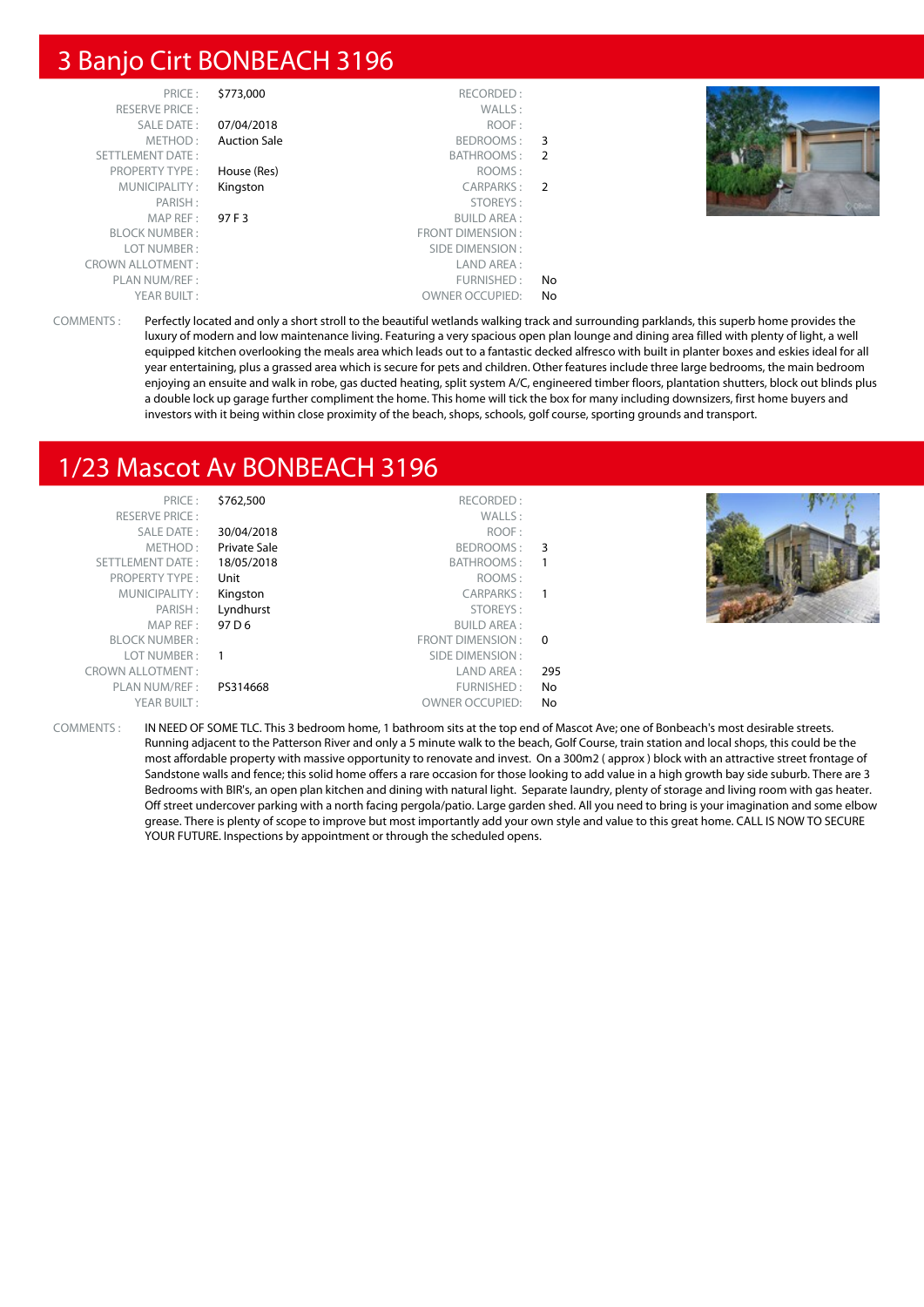## 3 Banjo Cirt BONBEACH 3196

| | | | |
|---|---|---|---|
| PRICE : | $773,000 | RECORDED : | |
| RESERVE PRICE : | | WALLS : | |
| SALE DATE : | 07/04/2018 | ROOF : | |
| METHOD : | Auction Sale | BEDROOMS : | 3 |
| SETTLEMENT DATE : | | BATHROOMS : | 2 |
| PROPERTY TYPE : | House (Res) | ROOMS : | |
| MUNICIPALITY : | Kingston | CARPARKS : | 2 |
| PARISH : | | STOREYS : | |
| MAP REF : | 97 F 3 | BUILD AREA : | |
| BLOCK NUMBER : | | FRONT DIMENSION : | |
| LOT NUMBER : | | SIDE DIMENSION : | |
| CROWN ALLOTMENT : | | LAND AREA : | |
| PLAN NUM/REF : | | FURNISHED : | No |
| YEAR BUILT : | | OWNER OCCUPIED: | No |

COMMENTS : Perfectly located and only a short stroll to the beautiful wetlands walking track and surrounding parklands, this superb home provides the luxury of modern and low maintenance living. Featuring a very spacious open plan lounge and dining area filled with plenty of light, a well equipped kitchen overlooking the meals area which leads out to a fantastic decked alfresco with built in planter boxes and eskies ideal for all year entertaining, plus a grassed area which is secure for pets and children. Other features include three large bedrooms, the main bedroom enjoying an ensuite and walk in robe, gas ducted heating, split system A/C, engineered timber floors, plantation shutters, block out blinds plus a double lock up garage further compliment the home. This home will tick the box for many including downsizers, first home buyers and investors with it being within close proximity of the beach, shops, schools, golf course, sporting grounds and transport.

## 1/23 Mascot Av BONBEACH 3196

| | | | |
|---|---|---|---|
| PRICE : | $762,500 | RECORDED : | |
| RESERVE PRICE : | | WALLS : | |
| SALE DATE : | 30/04/2018 | ROOF : | |
| METHOD : | Private Sale | BEDROOMS : | 3 |
| SETTLEMENT DATE : | 18/05/2018 | BATHROOMS : | 1 |
| PROPERTY TYPE : | Unit | ROOMS : | |
| MUNICIPALITY : | Kingston | CARPARKS : | 1 |
| PARISH : | Lyndhurst | STOREYS : | |
| MAP REF : | 97 D 6 | BUILD AREA : | |
| BLOCK NUMBER : | | FRONT DIMENSION : | 0 |
| LOT NUMBER : | 1 | SIDE DIMENSION : | |
| CROWN ALLOTMENT : | | LAND AREA : | 295 |
| PLAN NUM/REF : | PS314668 | FURNISHED : | No |
| YEAR BUILT : | | OWNER OCCUPIED: | No |

COMMENTS : IN NEED OF SOME TLC. This 3 bedroom home, 1 bathroom sits at the top end of Mascot Ave; one of Bonbeach's most desirable streets. Running adjacent to the Patterson River and only a 5 minute walk to the beach, Golf Course, train station and local shops, this could be the most affordable property with massive opportunity to renovate and invest. On a 300m2 ( approx ) block with an attractive street frontage of Sandstone walls and fence; this solid home offers a rare occasion for those looking to add value in a high growth bay side suburb. There are 3 Bedrooms with BIR's, an open plan kitchen and dining with natural light. Separate laundry, plenty of storage and living room with gas heater. Off street undercover parking with a north facing pergola/patio. Large garden shed. All you need to bring is your imagination and some elbow grease. There is plenty of scope to improve but most importantly add your own style and value to this great home. CALL IS NOW TO SECURE YOUR FUTURE. Inspections by appointment or through the scheduled opens.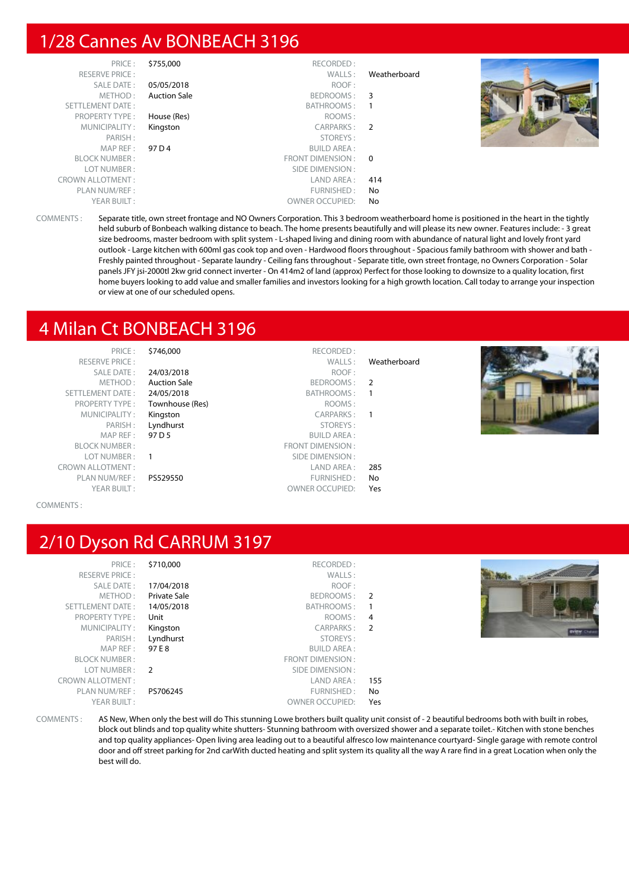# 1/28 Cannes Av BONBEACH 3196

| | | | |
|---|---|---|---|
| PRICE : | $755,000 | RECORDED : | |
| RESERVE PRICE : | | WALLS : | Weatherboard |
| SALE DATE : | 05/05/2018 | ROOF : | |
| METHOD : | Auction Sale | BEDROOMS : | 3 |
| SETTLEMENT DATE : | | BATHROOMS : | 1 |
| PROPERTY TYPE : | House (Res) | ROOMS : | |
| MUNICIPALITY : | Kingston | CARPARKS : | 2 |
| PARISH : | | STOREYS : | |
| MAP REF : | 97 D 4 | BUILD AREA : | |
| BLOCK NUMBER : | | FRONT DIMENSION : | 0 |
| LOT NUMBER : | | SIDE DIMENSION : | |
| CROWN ALLOTMENT : | | LAND AREA : | 414 |
| PLAN NUM/REF : | | FURNISHED : | No |
| YEAR BUILT : | | OWNER OCCUPIED: | No |

COMMENTS : Separate title, own street frontage and NO Owners Corporation. This 3 bedroom weatherboard home is positioned in the heart in the tightly held suburb of Bonbeach walking distance to beach. The home presents beautifully and will please its new owner. Features include: - 3 great size bedrooms, master bedroom with split system - L-shaped living and dining room with abundance of natural light and lovely front yard outlook - Large kitchen with 600ml gas cook top and oven - Hardwood floors throughout - Spacious family bathroom with shower and bath - Freshly painted throughout - Separate laundry - Ceiling fans throughout - Separate title, own street frontage, no Owners Corporation - Solar panels JFY jsi-2000tl 2kw grid connect inverter - On 414m2 of land (approx) Perfect for those looking to downsize to a quality location, first home buyers looking to add value and smaller families and investors looking for a high growth location. Call today to arrange your inspection or view at one of our scheduled opens.

# 4 Milan Ct BONBEACH 3196

| | | | |
|---|---|---|---|
| PRICE : | $746,000 | RECORDED : | |
| RESERVE PRICE : | | WALLS : | Weatherboard |
| SALE DATE : | 24/03/2018 | ROOF : | |
| METHOD : | Auction Sale | BEDROOMS : | 2 |
| SETTLEMENT DATE : | 24/05/2018 | BATHROOMS : | 1 |
| PROPERTY TYPE : | Townhouse (Res) | ROOMS : | |
| MUNICIPALITY : | Kingston | CARPARKS : | 1 |
| PARISH : | Lyndhurst | STOREYS : | |
| MAP REF : | 97 D 5 | BUILD AREA : | |
| BLOCK NUMBER : | | FRONT DIMENSION : | |
| LOT NUMBER : | 1 | SIDE DIMENSION : | |
| CROWN ALLOTMENT : | | LAND AREA : | 285 |
| PLAN NUM/REF : | PS529550 | FURNISHED : | No |
| YEAR BUILT : | | OWNER OCCUPIED: | Yes |

COMMENTS :

# 2/10 Dyson Rd CARRUM 3197

| | | | |
|---|---|---|---|
| PRICE : | $710,000 | RECORDED : | |
| RESERVE PRICE : | | WALLS : | |
| SALE DATE : | 17/04/2018 | ROOF : | |
| METHOD : | Private Sale | BEDROOMS : | 2 |
| SETTLEMENT DATE : | 14/05/2018 | BATHROOMS : | 1 |
| PROPERTY TYPE : | Unit | ROOMS : | 4 |
| MUNICIPALITY : | Kingston | CARPARKS : | 2 |
| PARISH : | Lyndhurst | STOREYS : | |
| MAP REF : | 97 E 8 | BUILD AREA : | |
| BLOCK NUMBER : | | FRONT DIMENSION : | |
| LOT NUMBER : | 2 | SIDE DIMENSION : | |
| CROWN ALLOTMENT : | | LAND AREA : | 155 |
| PLAN NUM/REF : | PS706245 | FURNISHED : | No |
| YEAR BUILT : | | OWNER OCCUPIED: | Yes |

COMMENTS : AS New, When only the best will do This stunning Lowe brothers built quality unit consist of - 2 beautiful bedrooms both with built in robes, block out blinds and top quality white shutters- Stunning bathroom with oversized shower and a separate toilet.- Kitchen with stone benches and top quality appliances- Open living area leading out to a beautiful alfresco low maintenance courtyard- Single garage with remote control door and off street parking for 2nd carWith ducted heating and split system its quality all the way A rare find in a great Location when only the best will do.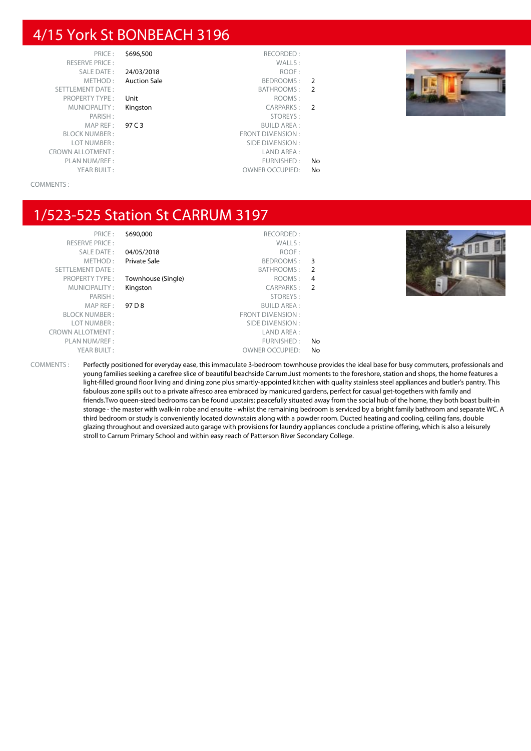# 4/15 York St BONBEACH 3196

| | | | |
|---|---|---|---|
| PRICE : | $696,500 | RECORDED : | |
| RESERVE PRICE : | | WALLS : | |
| SALE DATE : | 24/03/2018 | ROOF : | |
| METHOD : | Auction Sale | BEDROOMS : | 2 |
| SETTLEMENT DATE : | | BATHROOMS : | 2 |
| PROPERTY TYPE : | Unit | ROOMS : | |
| MUNICIPALITY : | Kingston | CARPARKS : | 2 |
| PARISH : | | STOREYS : | |
| MAP REF : | 97 C 3 | BUILD AREA : | |
| BLOCK NUMBER : | | FRONT DIMENSION : | |
| LOT NUMBER : | | SIDE DIMENSION : | |
| CROWN ALLOTMENT : | | LAND AREA : | |
| PLAN NUM/REF : | | FURNISHED : | No |
| YEAR BUILT : | | OWNER OCCUPIED: | No |

COMMENTS :

# 1/523-525 Station St CARRUM 3197

| | | | |
|---|---|---|---|
| PRICE : | $690,000 | RECORDED : | |
| RESERVE PRICE : | | WALLS : | |
| SALE DATE : | 04/05/2018 | ROOF : | |
| METHOD : | Private Sale | BEDROOMS : | 3 |
| SETTLEMENT DATE : | | BATHROOMS : | 2 |
| PROPERTY TYPE : | Townhouse (Single) | ROOMS : | 4 |
| MUNICIPALITY : | Kingston | CARPARKS : | 2 |
| PARISH : | | STOREYS : | |
| MAP REF : | 97 D 8 | BUILD AREA : | |
| BLOCK NUMBER : | | FRONT DIMENSION : | |
| LOT NUMBER : | | SIDE DIMENSION : | |
| CROWN ALLOTMENT : | | LAND AREA : | |
| PLAN NUM/REF : | | FURNISHED : | No |
| YEAR BUILT : | | OWNER OCCUPIED: | No |

COMMENTS : Perfectly positioned for everyday ease, this immaculate 3-bedroom townhouse provides the ideal base for busy commuters, professionals and young families seeking a carefree slice of beautiful beachside Carrum.Just moments to the foreshore, station and shops, the home features a light-filled ground floor living and dining zone plus smartly-appointed kitchen with quality stainless steel appliances and butler's pantry. This fabulous zone spills out to a private alfresco area embraced by manicured gardens, perfect for casual get-togethers with family and friends.Two queen-sized bedrooms can be found upstairs; peacefully situated away from the social hub of the home, they both boast built-in storage - the master with walk-in robe and ensuite - whilst the remaining bedroom is serviced by a bright family bathroom and separate WC. A third bedroom or study is conveniently located downstairs along with a powder room. Ducted heating and cooling, ceiling fans, double glazing throughout and oversized auto garage with provisions for laundry appliances conclude a pristine offering, which is also a leisurely stroll to Carrum Primary School and within easy reach of Patterson River Secondary College.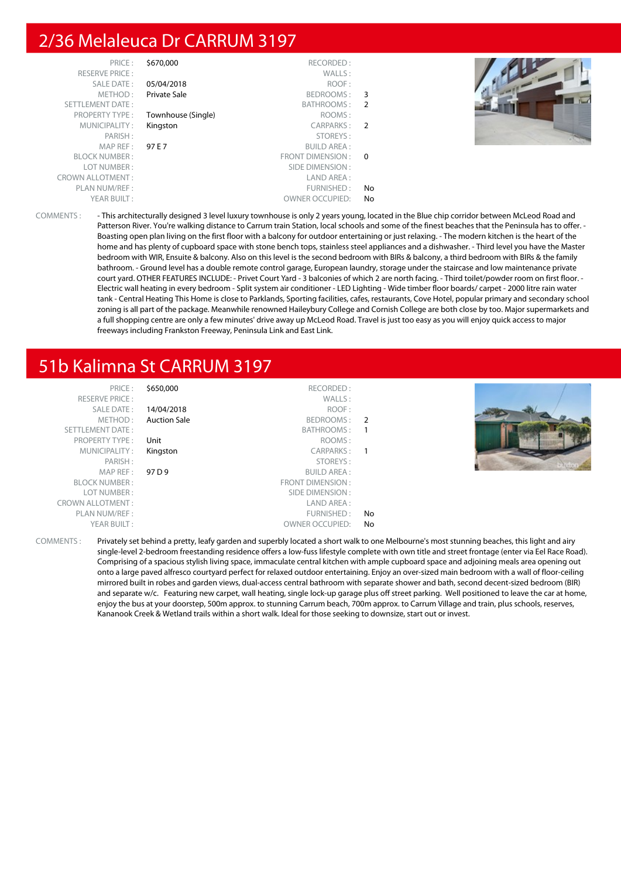## 2/36 Melaleuca Dr CARRUM 3197

| | | | |
|---|---|---|---|
| PRICE : | $670,000 | RECORDED : | |
| RESERVE PRICE : | | WALLS : | |
| SALE DATE : | 05/04/2018 | ROOF : | |
| METHOD : | Private Sale | BEDROOMS : | 3 |
| SETTLEMENT DATE : | | BATHROOMS : | 2 |
| PROPERTY TYPE : | Townhouse (Single) | ROOMS : | |
| MUNICIPALITY : | Kingston | CARPARKS : | 2 |
| PARISH : | | STOREYS : | |
| MAP REF : | 97 E 7 | BUILD AREA : | |
| BLOCK NUMBER : | | FRONT DIMENSION : | 0 |
| LOT NUMBER : | | SIDE DIMENSION : | |
| CROWN ALLOTMENT : | | LAND AREA : | |
| PLAN NUM/REF : | | FURNISHED : | No |
| YEAR BUILT : | | OWNER OCCUPIED: | No |

COMMENTS : - This architecturally designed 3 level luxury townhouse is only 2 years young, located in the Blue chip corridor between McLeod Road and Patterson River. You're walking distance to Carrum train Station, local schools and some of the finest beaches that the Peninsula has to offer. - Boasting open plan living on the first floor with a balcony for outdoor entertaining or just relaxing. - The modern kitchen is the heart of the home and has plenty of cupboard space with stone bench tops, stainless steel appliances and a dishwasher. - Third level you have the Master bedroom with WIR, Ensuite & balcony. Also on this level is the second bedroom with BIRs & balcony, a third bedroom with BIRs & the family bathroom. - Ground level has a double remote control garage, European laundry, storage under the staircase and low maintenance private court yard. OTHER FEATURES INCLUDE: - Privet Court Yard - 3 balconies of which 2 are north facing. - Third toilet/powder room on first floor. - Electric wall heating in every bedroom - Split system air conditioner - LED Lighting - Wide timber floor boards/ carpet - 2000 litre rain water tank - Central Heating This Home is close to Parklands, Sporting facilities, cafes, restaurants, Cove Hotel, popular primary and secondary school zoning is all part of the package. Meanwhile renowned Haileybury College and Cornish College are both close by too. Major supermarkets and a full shopping centre are only a few minutes' drive away up McLeod Road. Travel is just too easy as you will enjoy quick access to major freeways including Frankston Freeway, Peninsula Link and East Link.

## 51b Kalimna St CARRUM 3197

| | | | |
|---|---|---|---|
| PRICE : | $650,000 | RECORDED : | |
| RESERVE PRICE : | | WALLS : | |
| SALE DATE : | 14/04/2018 | ROOF : | |
| METHOD : | Auction Sale | BEDROOMS : | 2 |
| SETTLEMENT DATE : | | BATHROOMS : | 1 |
| PROPERTY TYPE : | Unit | ROOMS : | |
| MUNICIPALITY : | Kingston | CARPARKS : | 1 |
| PARISH : | | STOREYS : | |
| MAP REF : | 97 D 9 | BUILD AREA : | |
| BLOCK NUMBER : | | FRONT DIMENSION : | |
| LOT NUMBER : | | SIDE DIMENSION : | |
| CROWN ALLOTMENT : | | LAND AREA : | |
| PLAN NUM/REF : | | FURNISHED : | No |
| YEAR BUILT : | | OWNER OCCUPIED: | No |

COMMENTS : Privately set behind a pretty, leafy garden and superbly located a short walk to one Melbourne's most stunning beaches, this light and airy single-level 2-bedroom freestanding residence offers a low-fuss lifestyle complete with own title and street frontage (enter via Eel Race Road). Comprising of a spacious stylish living space, immaculate central kitchen with ample cupboard space and adjoining meals area opening out onto a large paved alfresco courtyard perfect for relaxed outdoor entertaining. Enjoy an over-sized main bedroom with a wall of floor-ceiling mirrored built in robes and garden views, dual-access central bathroom with separate shower and bath, second decent-sized bedroom (BIR) and separate w/c. Featuring new carpet, wall heating, single lock-up garage plus off street parking. Well positioned to leave the car at home, enjoy the bus at your doorstep, 500m approx. to stunning Carrum beach, 700m approx. to Carrum Village and train, plus schools, reserves, Kananook Creek & Wetland trails within a short walk. Ideal for those seeking to downsize, start out or invest.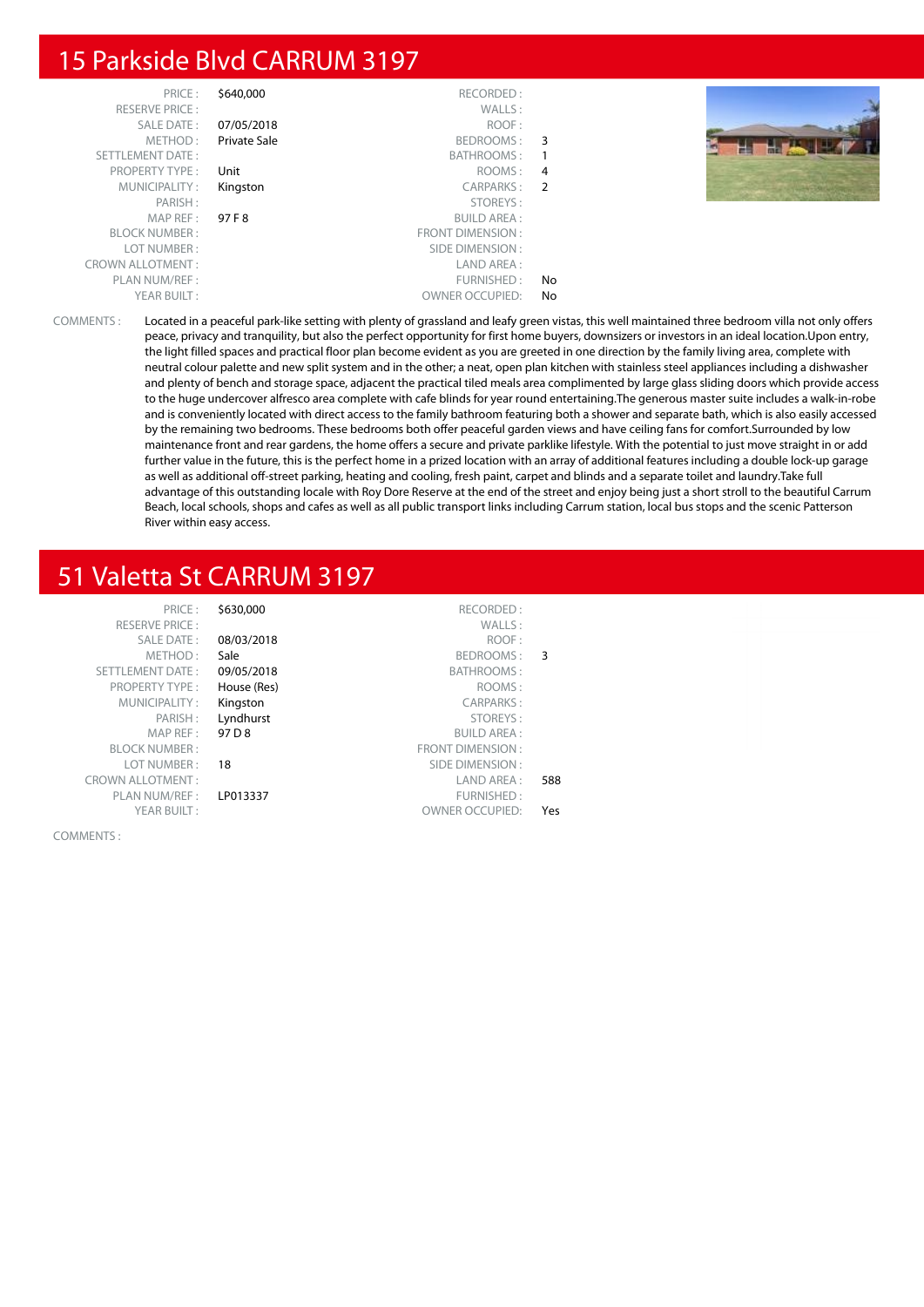# 15 Parkside Blvd CARRUM 3197

| | | | |
|---|---|---|---|
| PRICE : | $640,000 | RECORDED : | |
| RESERVE PRICE : | | WALLS : | |
| SALE DATE : | 07/05/2018 | ROOF : | |
| METHOD : | Private Sale | BEDROOMS : | 3 |
| SETTLEMENT DATE : | | BATHROOMS : | 1 |
| PROPERTY TYPE : | Unit | ROOMS : | 4 |
| MUNICIPALITY : | Kingston | CARPARKS : | 2 |
| PARISH : | | STOREYS : | |
| MAP REF : | 97 F 8 | BUILD AREA : | |
| BLOCK NUMBER : | | FRONT DIMENSION : | |
| LOT NUMBER : | | SIDE DIMENSION : | |
| CROWN ALLOTMENT : | | LAND AREA : | |
| PLAN NUM/REF : | | FURNISHED : | No |
| YEAR BUILT : | | OWNER OCCUPIED: | No |

COMMENTS : Located in a peaceful park-like setting with plenty of grassland and leafy green vistas, this well maintained three bedroom villa not only offers peace, privacy and tranquility, but also the perfect opportunity for first home buyers, downsizers or investors in an ideal location.Upon entry, the light filled spaces and practical floor plan become evident as you are greeted in one direction by the family living area, complete with neutral colour palette and new split system and in the other; a neat, open plan kitchen with stainless steel appliances including a dishwasher and plenty of bench and storage space, adjacent the practical tiled meals area complimented by large glass sliding doors which provide access to the huge undercover alfresco area complete with cafe blinds for year round entertaining.The generous master suite includes a walk-in-robe and is conveniently located with direct access to the family bathroom featuring both a shower and separate bath, which is also easily accessed by the remaining two bedrooms. These bedrooms both offer peaceful garden views and have ceiling fans for comfort.Surrounded by low maintenance front and rear gardens, the home offers a secure and private parklike lifestyle. With the potential to just move straight in or add further value in the future, this is the perfect home in a prized location with an array of additional features including a double lock-up garage as well as additional off-street parking, heating and cooling, fresh paint, carpet and blinds and a separate toilet and laundry.Take full advantage of this outstanding locale with Roy Dore Reserve at the end of the street and enjoy being just a short stroll to the beautiful Carrum Beach, local schools, shops and cafes as well as all public transport links including Carrum station, local bus stops and the scenic Patterson River within easy access.

# 51 Valetta St CARRUM 3197

| | | | |
|---|---|---|---|
| PRICE : | $630,000 | RECORDED : | |
| RESERVE PRICE : | | WALLS : | |
| SALE DATE : | 08/03/2018 | ROOF : | |
| METHOD : | Sale | BEDROOMS : | 3 |
| SETTLEMENT DATE : | 09/05/2018 | BATHROOMS : | |
| PROPERTY TYPE : | House (Res) | ROOMS : | |
| MUNICIPALITY : | Kingston | CARPARKS : | |
| PARISH : | Lyndhurst | STOREYS : | |
| MAP REF : | 97 D 8 | BUILD AREA : | |
| BLOCK NUMBER : | | FRONT DIMENSION : | |
| LOT NUMBER : | 18 | SIDE DIMENSION : | |
| CROWN ALLOTMENT : | | LAND AREA : | 588 |
| PLAN NUM/REF : | LP013337 | FURNISHED : | |
| YEAR BUILT : | | OWNER OCCUPIED: | Yes |

COMMENTS :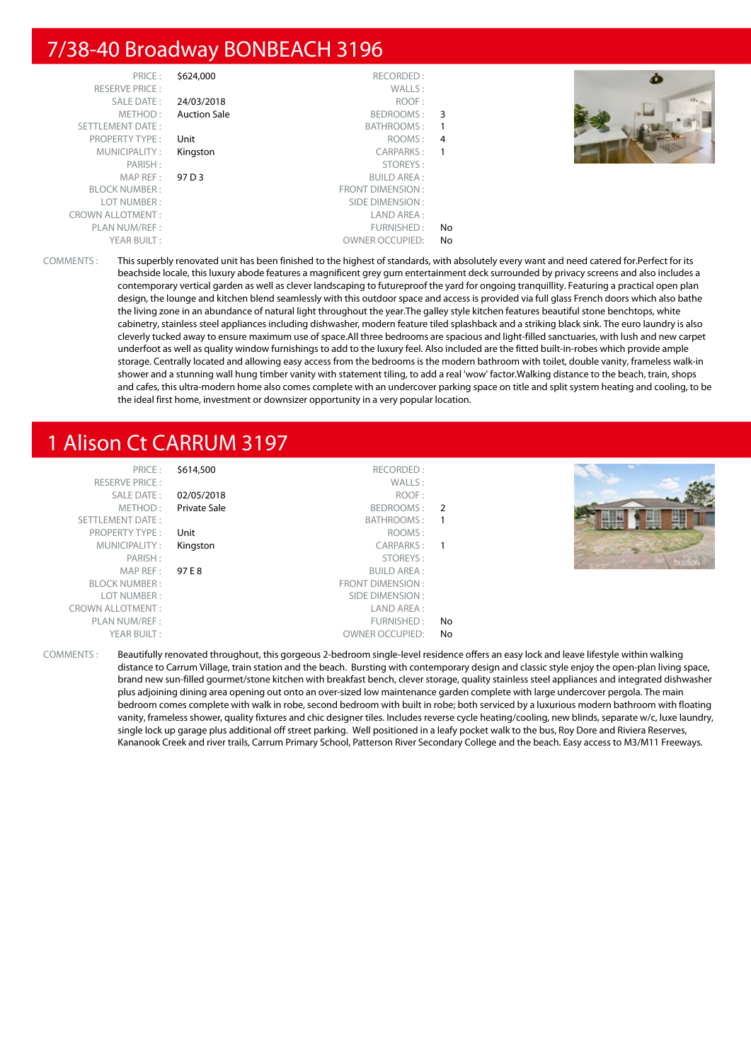## 7/38-40 Broadway BONBEACH 3196

| | | | |
|---|---|---|---|
| PRICE : | $624,000 | RECORDED : | |
| RESERVE PRICE : | | WALLS : | |
| SALE DATE : | 24/03/2018 | ROOF : | |
| METHOD : | Auction Sale | BEDROOMS : | 3 |
| SETTLEMENT DATE : | | BATHROOMS : | 1 |
| PROPERTY TYPE : | Unit | ROOMS : | 4 |
| MUNICIPALITY : | Kingston | CARPARKS : | 1 |
| PARISH : | | STOREYS : | |
| MAP REF : | 97 D 3 | BUILD AREA : | |
| BLOCK NUMBER : | | FRONT DIMENSION : | |
| LOT NUMBER : | | SIDE DIMENSION : | |
| CROWN ALLOTMENT : | | LAND AREA : | |
| PLAN NUM/REF : | | FURNISHED : | No |
| YEAR BUILT : | | OWNER OCCUPIED: | No |

COMMENTS : This superbly renovated unit has been finished to the highest of standards, with absolutely every want and need catered for.Perfect for its beachside locale, this luxury abode features a magnificent grey gum entertainment deck surrounded by privacy screens and also includes a contemporary vertical garden as well as clever landscaping to futureproof the yard for ongoing tranquillity. Featuring a practical open plan design, the lounge and kitchen blend seamlessly with this outdoor space and access is provided via full glass French doors which also bathe the living zone in an abundance of natural light throughout the year.The galley style kitchen features beautiful stone benchtops, white cabinetry, stainless steel appliances including dishwasher, modern feature tiled splashback and a striking black sink. The euro laundry is also cleverly tucked away to ensure maximum use of space.All three bedrooms are spacious and light-filled sanctuaries, with lush and new carpet underfoot as well as quality window furnishings to add to the luxury feel. Also included are the fitted built-in-robes which provide ample storage. Centrally located and allowing easy access from the bedrooms is the modern bathroom with toilet, double vanity, frameless walk-in shower and a stunning wall hung timber vanity with statement tiling, to add a real 'wow' factor.Walking distance to the beach, train, shops and cafes, this ultra-modern home also comes complete with an undercover parking space on title and split system heating and cooling, to be the ideal first home, investment or downsizer opportunity in a very popular location.

## 1 Alison Ct CARRUM 3197

| | | | |
|---|---|---|---|
| PRICE : | $614,500 | RECORDED : | |
| RESERVE PRICE : | | WALLS : | |
| SALE DATE : | 02/05/2018 | ROOF : | |
| METHOD : | Private Sale | BEDROOMS : | 2 |
| SETTLEMENT DATE : | | BATHROOMS : | 1 |
| PROPERTY TYPE : | Unit | ROOMS : | |
| MUNICIPALITY : | Kingston | CARPARKS : | 1 |
| PARISH : | | STOREYS : | |
| MAP REF : | 97 E 8 | BUILD AREA : | |
| BLOCK NUMBER : | | FRONT DIMENSION : | |
| LOT NUMBER : | | SIDE DIMENSION : | |
| CROWN ALLOTMENT : | | LAND AREA : | |
| PLAN NUM/REF : | | FURNISHED : | No |
| YEAR BUILT : | | OWNER OCCUPIED: | No |

COMMENTS : Beautifully renovated throughout, this gorgeous 2-bedroom single-level residence offers an easy lock and leave lifestyle within walking distance to Carrum Village, train station and the beach. Bursting with contemporary design and classic style enjoy the open-plan living space, brand new sun-filled gourmet/stone kitchen with breakfast bench, clever storage, quality stainless steel appliances and integrated dishwasher plus adjoining dining area opening out onto an over-sized low maintenance garden complete with large undercover pergola. The main bedroom comes complete with walk in robe, second bedroom with built in robe; both serviced by a luxurious modern bathroom with floating vanity, frameless shower, quality fixtures and chic designer tiles. Includes reverse cycle heating/cooling, new blinds, separate w/c, luxe laundry, single lock up garage plus additional off street parking. Well positioned in a leafy pocket walk to the bus, Roy Dore and Riviera Reserves, Kananook Creek and river trails, Carrum Primary School, Patterson River Secondary College and the beach. Easy access to M3/M11 Freeways.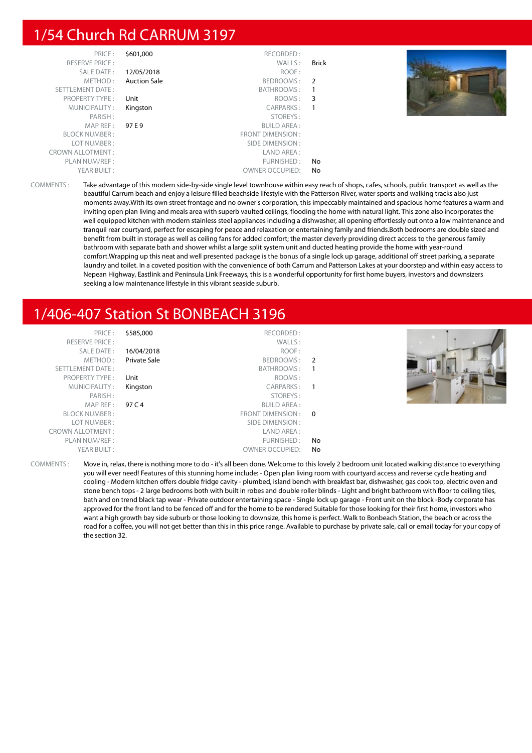# 1/54 Church Rd CARRUM 3197

| | | | |
|---|---|---|---|
| PRICE : | $601,000 | RECORDED : | |
| RESERVE PRICE : | | WALLS : | Brick |
| SALE DATE : | 12/05/2018 | ROOF : | |
| METHOD : | Auction Sale | BEDROOMS : | 2 |
| SETTLEMENT DATE : | | BATHROOMS : | 1 |
| PROPERTY TYPE : | Unit | ROOMS : | 3 |
| MUNICIPALITY : | Kingston | CARPARKS : | 1 |
| PARISH : | | STOREYS : | |
| MAP REF : | 97 E 9 | BUILD AREA : | |
| BLOCK NUMBER : | | FRONT DIMENSION : | |
| LOT NUMBER : | | SIDE DIMENSION : | |
| CROWN ALLOTMENT : | | LAND AREA : | |
| PLAN NUM/REF : | | FURNISHED : | No |
| YEAR BUILT : | | OWNER OCCUPIED: | No |

COMMENTS : Take advantage of this modern side-by-side single level townhouse within easy reach of shops, cafes, schools, public transport as well as the beautiful Carrum beach and enjoy a leisure filled beachside lifestyle with the Patterson River, water sports and walking tracks also just moments away.With its own street frontage and no owner's corporation, this impeccably maintained and spacious home features a warm and inviting open plan living and meals area with superb vaulted ceilings, flooding the home with natural light. This zone also incorporates the well equipped kitchen with modern stainless steel appliances including a dishwasher, all opening effortlessly out onto a low maintenance and tranquil rear courtyard, perfect for escaping for peace and relaxation or entertaining family and friends.Both bedrooms are double sized and benefit from built in storage as well as ceiling fans for added comfort; the master cleverly providing direct access to the generous family bathroom with separate bath and shower whilst a large split system unit and ducted heating provide the home with year-round comfort.Wrapping up this neat and well presented package is the bonus of a single lock up garage, additional off street parking, a separate laundry and toilet. In a coveted position with the convenience of both Carrum and Patterson Lakes at your doorstep and within easy access to Nepean Highway, Eastlink and Peninsula Link Freeways, this is a wonderful opportunity for first home buyers, investors and downsizers seeking a low maintenance lifestyle in this vibrant seaside suburb.

# 1/406-407 Station St BONBEACH 3196

| | | | |
|---|---|---|---|
| PRICE : | $585,000 | RECORDED : | |
| RESERVE PRICE : | | WALLS : | |
| SALE DATE : | 16/04/2018 | ROOF : | |
| METHOD : | Private Sale | BEDROOMS : | 2 |
| SETTLEMENT DATE : | | BATHROOMS : | 1 |
| PROPERTY TYPE : | Unit | ROOMS : | |
| MUNICIPALITY : | Kingston | CARPARKS : | 1 |
| PARISH : | | STOREYS : | |
| MAP REF : | 97 C 4 | BUILD AREA : | |
| BLOCK NUMBER : | | FRONT DIMENSION : | 0 |
| LOT NUMBER : | | SIDE DIMENSION : | |
| CROWN ALLOTMENT : | | LAND AREA : | |
| PLAN NUM/REF : | | FURNISHED : | No |
| YEAR BUILT : | | OWNER OCCUPIED: | No |

COMMENTS : Move in, relax, there is nothing more to do - it's all been done. Welcome to this lovely 2 bedroom unit located walking distance to everything you will ever need! Features of this stunning home include: - Open plan living room with courtyard access and reverse cycle heating and cooling - Modern kitchen offers double fridge cavity - plumbed, island bench with breakfast bar, dishwasher, gas cook top, electric oven and stone bench tops - 2 large bedrooms both with built in robes and double roller blinds - Light and bright bathroom with floor to ceiling tiles, bath and on trend black tap wear - Private outdoor entertaining space - Single lock up garage - Front unit on the block -Body corporate has approved for the front land to be fenced off and for the home to be rendered Suitable for those looking for their first home, investors who want a high growth bay side suburb or those looking to downsize, this home is perfect. Walk to Bonbeach Station, the beach or across the road for a coffee, you will not get better than this in this price range. Available to purchase by private sale, call or email today for your copy of the section 32.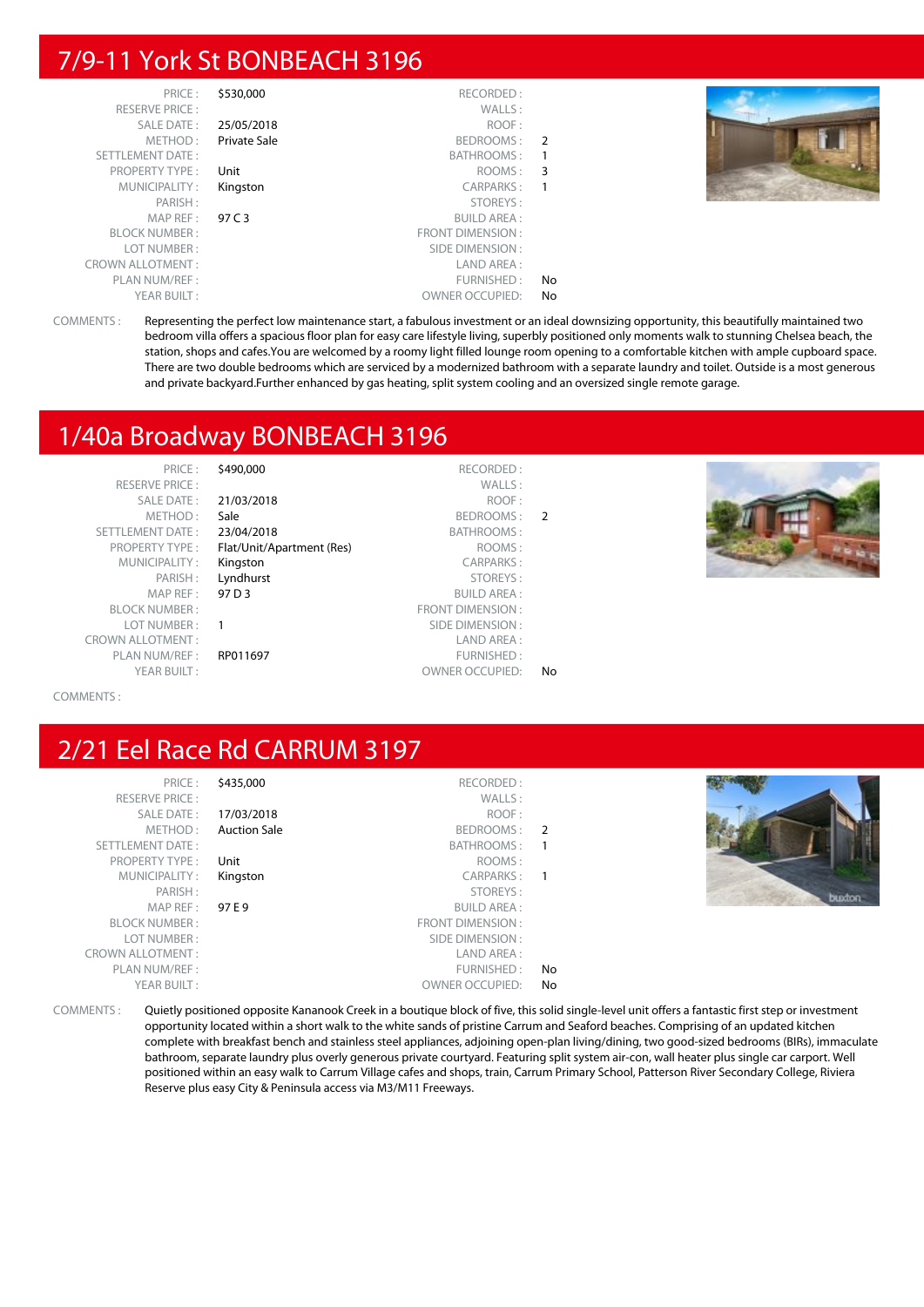## 7/9-11 York St BONBEACH 3196

| | | | |
|---|---|---|---|
| PRICE : | $530,000 | RECORDED : | |
| RESERVE PRICE : | | WALLS : | |
| SALE DATE : | 25/05/2018 | ROOF : | |
| METHOD : | Private Sale | BEDROOMS : | 2 |
| SETTLEMENT DATE : | | BATHROOMS : | 1 |
| PROPERTY TYPE : | Unit | ROOMS : | 3 |
| MUNICIPALITY : | Kingston | CARPARKS : | 1 |
| PARISH : | | STOREYS : | |
| MAP REF : | 97 C 3 | BUILD AREA : | |
| BLOCK NUMBER : | | FRONT DIMENSION : | |
| LOT NUMBER : | | SIDE DIMENSION : | |
| CROWN ALLOTMENT : | | LAND AREA : | |
| PLAN NUM/REF : | | FURNISHED : | No |
| YEAR BUILT : | | OWNER OCCUPIED: | No |

COMMENTS : Representing the perfect low maintenance start, a fabulous investment or an ideal downsizing opportunity, this beautifully maintained two bedroom villa offers a spacious floor plan for easy care lifestyle living, superbly positioned only moments walk to stunning Chelsea beach, the station, shops and cafes.You are welcomed by a roomy light filled lounge room opening to a comfortable kitchen with ample cupboard space. There are two double bedrooms which are serviced by a modernized bathroom with a separate laundry and toilet. Outside is a most generous and private backyard.Further enhanced by gas heating, split system cooling and an oversized single remote garage.

## 1/40a Broadway BONBEACH 3196

| | | | |
|---|---|---|---|
| PRICE : | $490,000 | RECORDED : | |
| RESERVE PRICE : | | WALLS : | |
| SALE DATE : | 21/03/2018 | ROOF : | |
| METHOD : | Sale | BEDROOMS : | 2 |
| SETTLEMENT DATE : | 23/04/2018 | BATHROOMS : | |
| PROPERTY TYPE : | Flat/Unit/Apartment (Res) | ROOMS : | |
| MUNICIPALITY : | Kingston | CARPARKS : | |
| PARISH : | Lyndhurst | STOREYS : | |
| MAP REF : | 97 D 3 | BUILD AREA : | |
| BLOCK NUMBER : | | FRONT DIMENSION : | |
| LOT NUMBER : | 1 | SIDE DIMENSION : | |
| CROWN ALLOTMENT : | | LAND AREA : | |
| PLAN NUM/REF : | RP011697 | FURNISHED : | |
| YEAR BUILT : | | OWNER OCCUPIED: | No |

COMMENTS :

## 2/21 Eel Race Rd CARRUM 3197

| | | | |
|---|---|---|---|
| PRICE : | $435,000 | RECORDED : | |
| RESERVE PRICE : | | WALLS : | |
| SALE DATE : | 17/03/2018 | ROOF : | |
| METHOD : | Auction Sale | BEDROOMS : | 2 |
| SETTLEMENT DATE : | | BATHROOMS : | 1 |
| PROPERTY TYPE : | Unit | ROOMS : | |
| MUNICIPALITY : | Kingston | CARPARKS : | 1 |
| PARISH : | | STOREYS : | |
| MAP REF : | 97 E 9 | BUILD AREA : | |
| BLOCK NUMBER : | | FRONT DIMENSION : | |
| LOT NUMBER : | | SIDE DIMENSION : | |
| CROWN ALLOTMENT : | | LAND AREA : | |
| PLAN NUM/REF : | | FURNISHED : | No |
| YEAR BUILT : | | OWNER OCCUPIED: | No |

COMMENTS : Quietly positioned opposite Kananook Creek in a boutique block of five, this solid single-level unit offers a fantastic first step or investment opportunity located within a short walk to the white sands of pristine Carrum and Seaford beaches. Comprising of an updated kitchen complete with breakfast bench and stainless steel appliances, adjoining open-plan living/dining, two good-sized bedrooms (BIRs), immaculate bathroom, separate laundry plus overly generous private courtyard. Featuring split system air-con, wall heater plus single car carport. Well positioned within an easy walk to Carrum Village cafes and shops, train, Carrum Primary School, Patterson River Secondary College, Riviera Reserve plus easy City & Peninsula access via M3/M11 Freeways.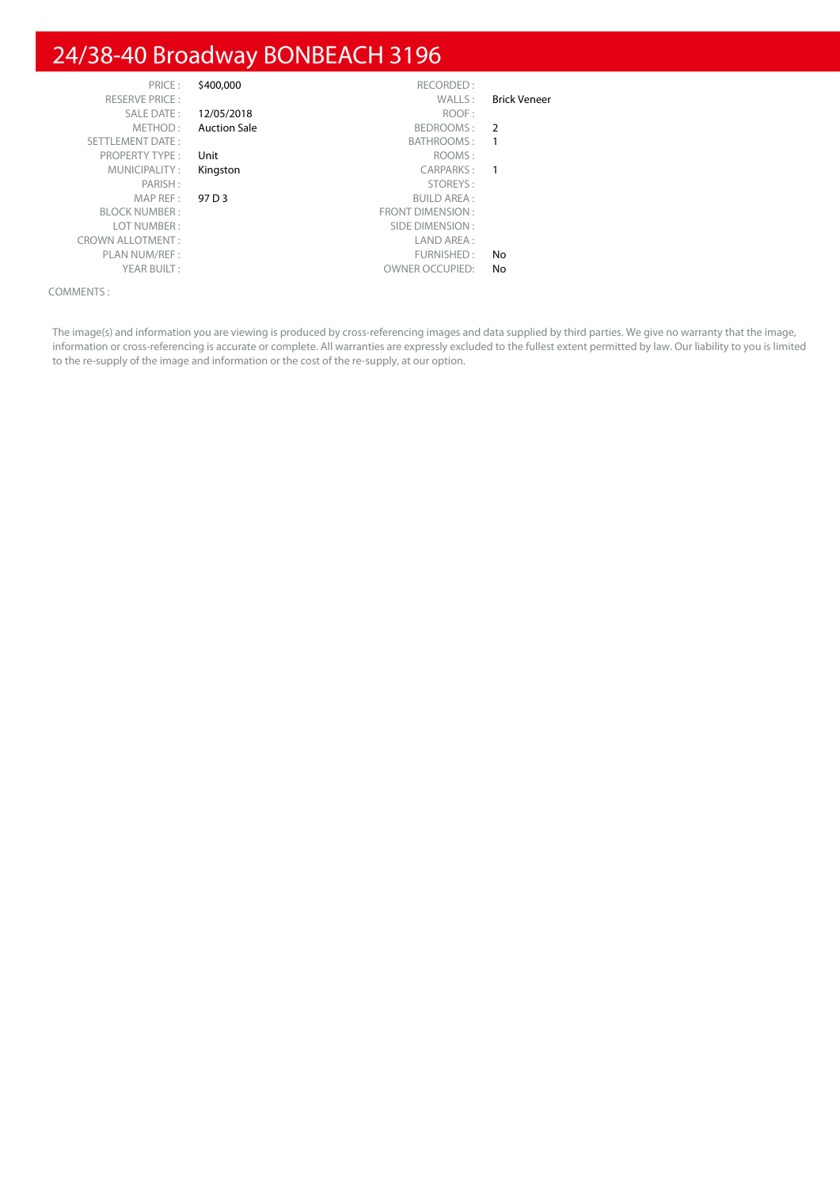# 24/38-40 Broadway BONBEACH 3196

| | | | |
|---|---|---|---|
| PRICE : | $400,000 | RECORDED : | |
| RESERVE PRICE : | | WALLS : | Brick Veneer |
| SALE DATE : | 12/05/2018 | ROOF : | |
| METHOD : | Auction Sale | BEDROOMS : | 2 |
| SETTLEMENT DATE : | | BATHROOMS : | 1 |
| PROPERTY TYPE : | Unit | ROOMS : | |
| MUNICIPALITY : | Kingston | CARPARKS : | 1 |
| PARISH : | | STOREYS : | |
| MAP REF : | 97 D 3 | BUILD AREA : | |
| BLOCK NUMBER : | | FRONT DIMENSION : | |
| LOT NUMBER : | | SIDE DIMENSION : | |
| CROWN ALLOTMENT : | | LAND AREA : | |
| PLAN NUM/REF : | | FURNISHED : | No |
| YEAR BUILT : | | OWNER OCCUPIED: | No |

COMMENTS :

The image(s) and information you are viewing is produced by cross-referencing images and data supplied by third parties. We give no warranty that the image, information or cross-referencing is accurate or complete. All warranties are expressly excluded to the fullest extent permitted by law. Our liability to you is limited to the re-supply of the image and information or the cost of the re-supply, at our option.